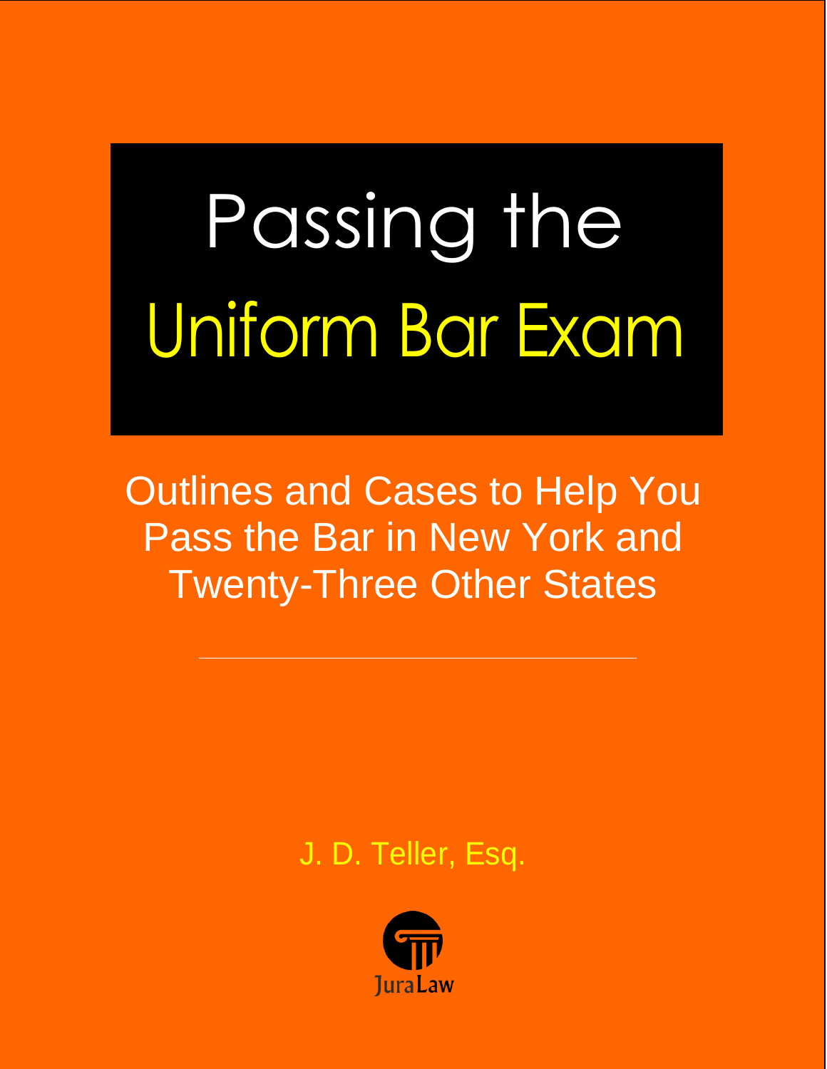# Passing the Uniform Bar Exam

Outlines and Cases to Help You Pass the Bar in New York and Twenty-Three Other States

J. D. Teller, Esq.

JuraLaw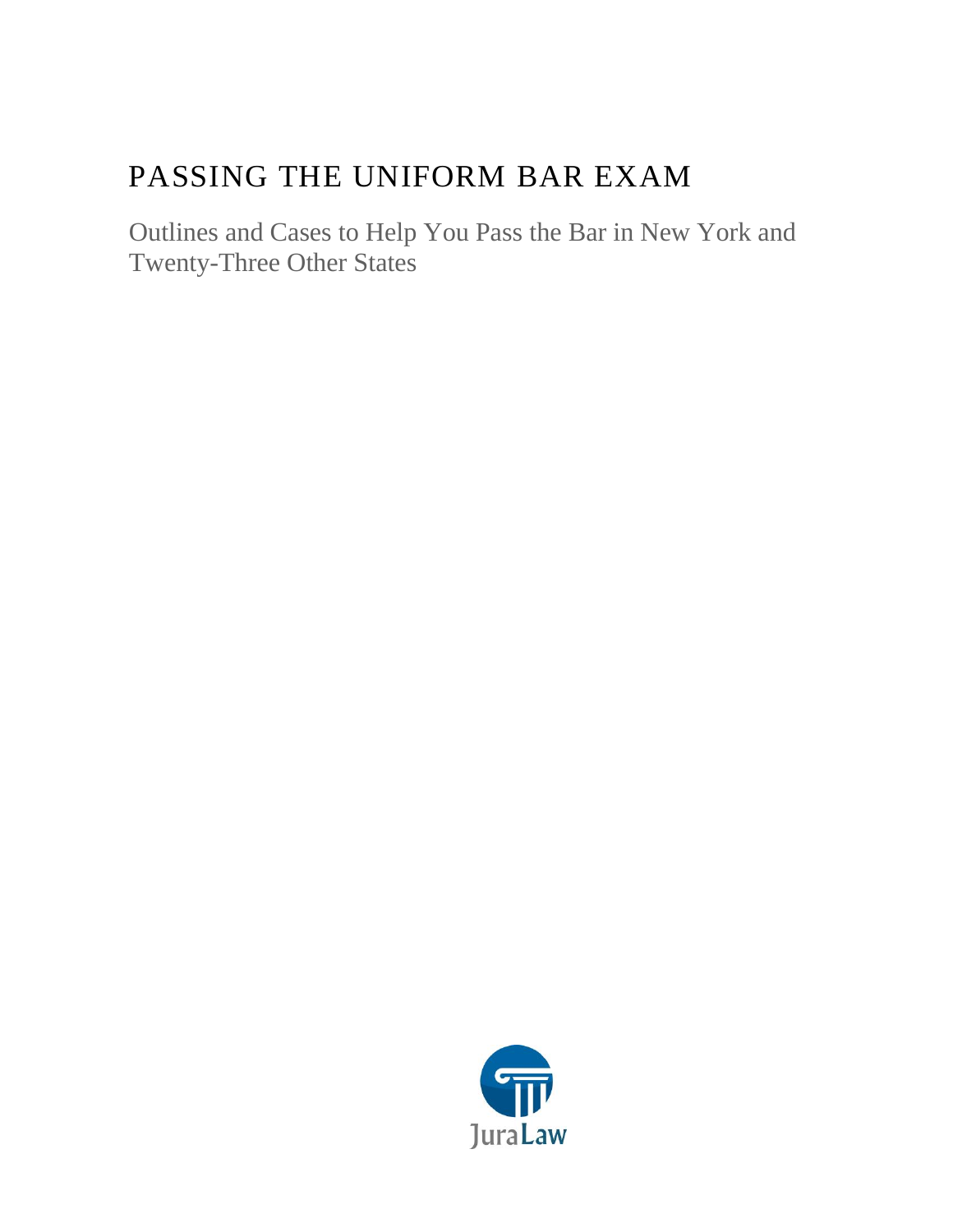# PASSING THE UNIFORM BAR EXAM

Outlines and Cases to Help You Pass the Bar in New York and Twenty-Three Other States

JuraLaw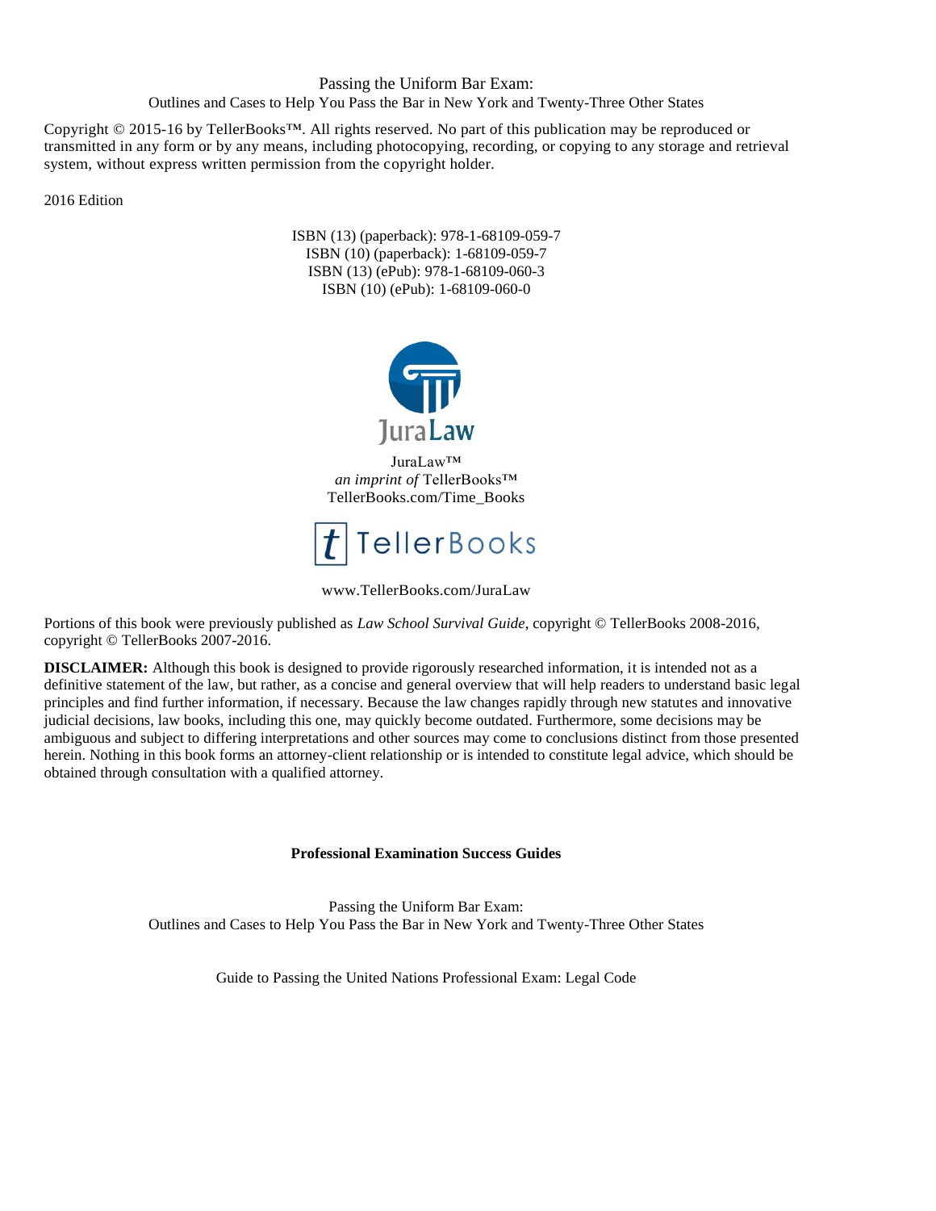Passing the Uniform Bar Exam:
Outlines and Cases to Help You Pass the Bar in New York and Twenty-Three Other States

Copyright © 2015-16 by TellerBooks™. All rights reserved. No part of this publication may be reproduced or transmitted in any form or by any means, including photocopying, recording, or copying to any storage and retrieval system, without express written permission from the copyright holder.

2016 Edition

ISBN (13) (paperback): 978-1-68109-059-7
ISBN (10) (paperback): 1-68109-059-7
ISBN (13) (ePub): 978-1-68109-060-3
ISBN (10) (ePub): 1-68109-060-0

JuraLaw

JuraLaw™
*an imprint of* TellerBooks™
TellerBooks.com/Time_Books

TellerBooks

www.TellerBooks.com/JuraLaw

Portions of this book were previously published as *Law School Survival Guide*, copyright © TellerBooks 2008-2016, copyright © TellerBooks 2007-2016.

**DISCLAIMER:** Although this book is designed to provide rigorously researched information, it is intended not as a definitive statement of the law, but rather, as a concise and general overview that will help readers to understand basic legal principles and find further information, if necessary. Because the law changes rapidly through new statutes and innovative judicial decisions, law books, including this one, may quickly become outdated. Furthermore, some decisions may be ambiguous and subject to differing interpretations and other sources may come to conclusions distinct from those presented herein. Nothing in this book forms an attorney-client relationship or is intended to constitute legal advice, which should be obtained through consultation with a qualified attorney.

**Professional Examination Success Guides**

Passing the Uniform Bar Exam:
Outlines and Cases to Help You Pass the Bar in New York and Twenty-Three Other States

Guide to Passing the United Nations Professional Exam: Legal Code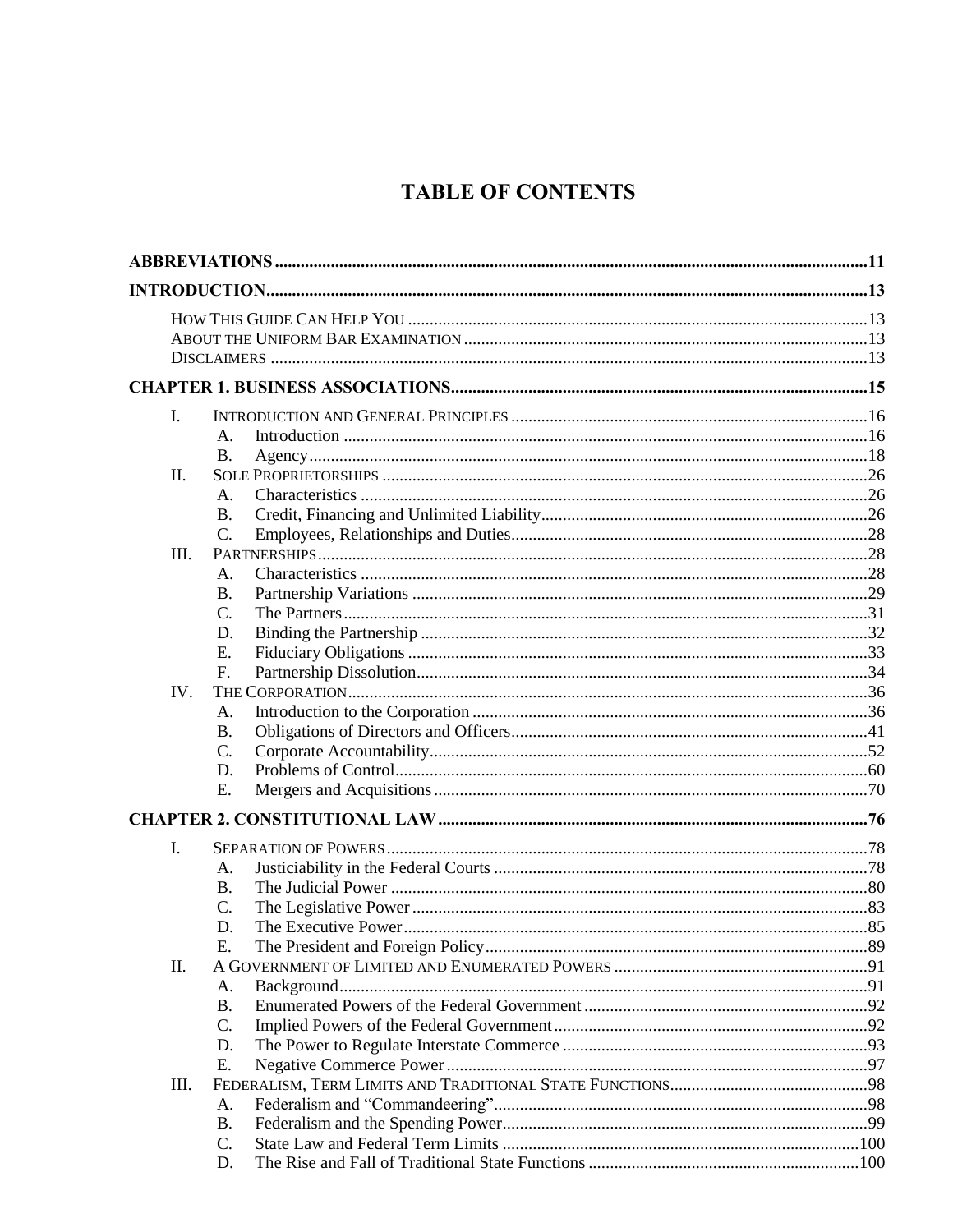# TABLE OF CONTENTS

**ABBREVIATIONS** .......... **11**

**INTRODUCTION** .......... **13**

- HOW THIS GUIDE CAN HELP YOU .......... 13
- ABOUT THE UNIFORM BAR EXAMINATION .......... 13
- DISCLAIMERS .......... 13

**CHAPTER 1. BUSINESS ASSOCIATIONS** .......... **15**

- I. INTRODUCTION AND GENERAL PRINCIPLES .......... 16
  - A. Introduction .......... 16
  - B. Agency .......... 18
- II. SOLE PROPRIETORSHIPS .......... 26
  - A. Characteristics .......... 26
  - B. Credit, Financing and Unlimited Liability .......... 26
  - C. Employees, Relationships and Duties .......... 28
- III. PARTNERSHIPS .......... 28
  - A. Characteristics .......... 28
  - B. Partnership Variations .......... 29
  - C. The Partners .......... 31
  - D. Binding the Partnership .......... 32
  - E. Fiduciary Obligations .......... 33
  - F. Partnership Dissolution .......... 34
- IV. THE CORPORATION .......... 36
  - A. Introduction to the Corporation .......... 36
  - B. Obligations of Directors and Officers .......... 41
  - C. Corporate Accountability .......... 52
  - D. Problems of Control .......... 60
  - E. Mergers and Acquisitions .......... 70

**CHAPTER 2. CONSTITUTIONAL LAW** .......... **76**

- I. SEPARATION OF POWERS .......... 78
  - A. Justiciability in the Federal Courts .......... 78
  - B. The Judicial Power .......... 80
  - C. The Legislative Power .......... 83
  - D. The Executive Power .......... 85
  - E. The President and Foreign Policy .......... 89
- II. A GOVERNMENT OF LIMITED AND ENUMERATED POWERS .......... 91
  - A. Background .......... 91
  - B. Enumerated Powers of the Federal Government .......... 92
  - C. Implied Powers of the Federal Government .......... 92
  - D. The Power to Regulate Interstate Commerce .......... 93
  - E. Negative Commerce Power .......... 97
- III. FEDERALISM, TERM LIMITS AND TRADITIONAL STATE FUNCTIONS .......... 98
  - A. Federalism and "Commandeering" .......... 98
  - B. Federalism and the Spending Power .......... 99
  - C. State Law and Federal Term Limits .......... 100
  - D. The Rise and Fall of Traditional State Functions .......... 100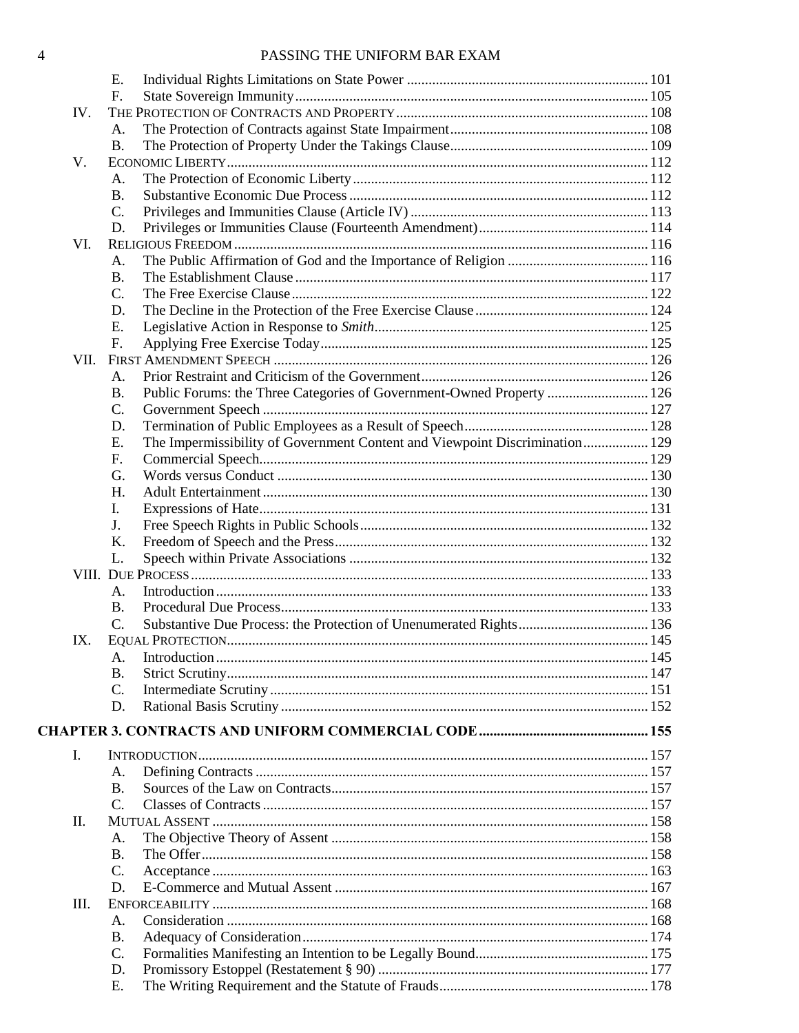E. Individual Rights Limitations on State Power ..... 101
F. State Sovereign Immunity ..... 105

IV. THE PROTECTION OF CONTRACTS AND PROPERTY ..... 108
A. The Protection of Contracts against State Impairment ..... 108
B. The Protection of Property Under the Takings Clause ..... 109

V. ECONOMIC LIBERTY ..... 112
A. The Protection of Economic Liberty ..... 112
B. Substantive Economic Due Process ..... 112
C. Privileges and Immunities Clause (Article IV) ..... 113
D. Privileges or Immunities Clause (Fourteenth Amendment) ..... 114

VI. RELIGIOUS FREEDOM ..... 116
A. The Public Affirmation of God and the Importance of Religion ..... 116
B. The Establishment Clause ..... 117
C. The Free Exercise Clause ..... 122
D. The Decline in the Protection of the Free Exercise Clause ..... 124
E. Legislative Action in Response to *Smith* ..... 125
F. Applying Free Exercise Today ..... 125

VII. FIRST AMENDMENT SPEECH ..... 126
A. Prior Restraint and Criticism of the Government ..... 126
B. Public Forums: the Three Categories of Government-Owned Property ..... 126
C. Government Speech ..... 127
D. Termination of Public Employees as a Result of Speech ..... 128
E. The Impermissibility of Government Content and Viewpoint Discrimination ..... 129
F. Commercial Speech ..... 129
G. Words versus Conduct ..... 130
H. Adult Entertainment ..... 130
I. Expressions of Hate ..... 131
J. Free Speech Rights in Public Schools ..... 132
K. Freedom of Speech and the Press ..... 132
L. Speech within Private Associations ..... 132

VIII. DUE PROCESS ..... 133
A. Introduction ..... 133
B. Procedural Due Process ..... 133
C. Substantive Due Process: the Protection of Unenumerated Rights ..... 136

IX. EQUAL PROTECTION ..... 145
A. Introduction ..... 145
B. Strict Scrutiny ..... 147
C. Intermediate Scrutiny ..... 151
D. Rational Basis Scrutiny ..... 152

**CHAPTER 3. CONTRACTS AND UNIFORM COMMERCIAL CODE ..... 155**

I. INTRODUCTION ..... 157
A. Defining Contracts ..... 157
B. Sources of the Law on Contracts ..... 157
C. Classes of Contracts ..... 157

II. MUTUAL ASSENT ..... 158
A. The Objective Theory of Assent ..... 158
B. The Offer ..... 158
C. Acceptance ..... 163
D. E-Commerce and Mutual Assent ..... 167

III. ENFORCEABILITY ..... 168
A. Consideration ..... 168
B. Adequacy of Consideration ..... 174
C. Formalities Manifesting an Intention to be Legally Bound ..... 175
D. Promissory Estoppel (Restatement § 90) ..... 177
E. The Writing Requirement and the Statute of Frauds ..... 178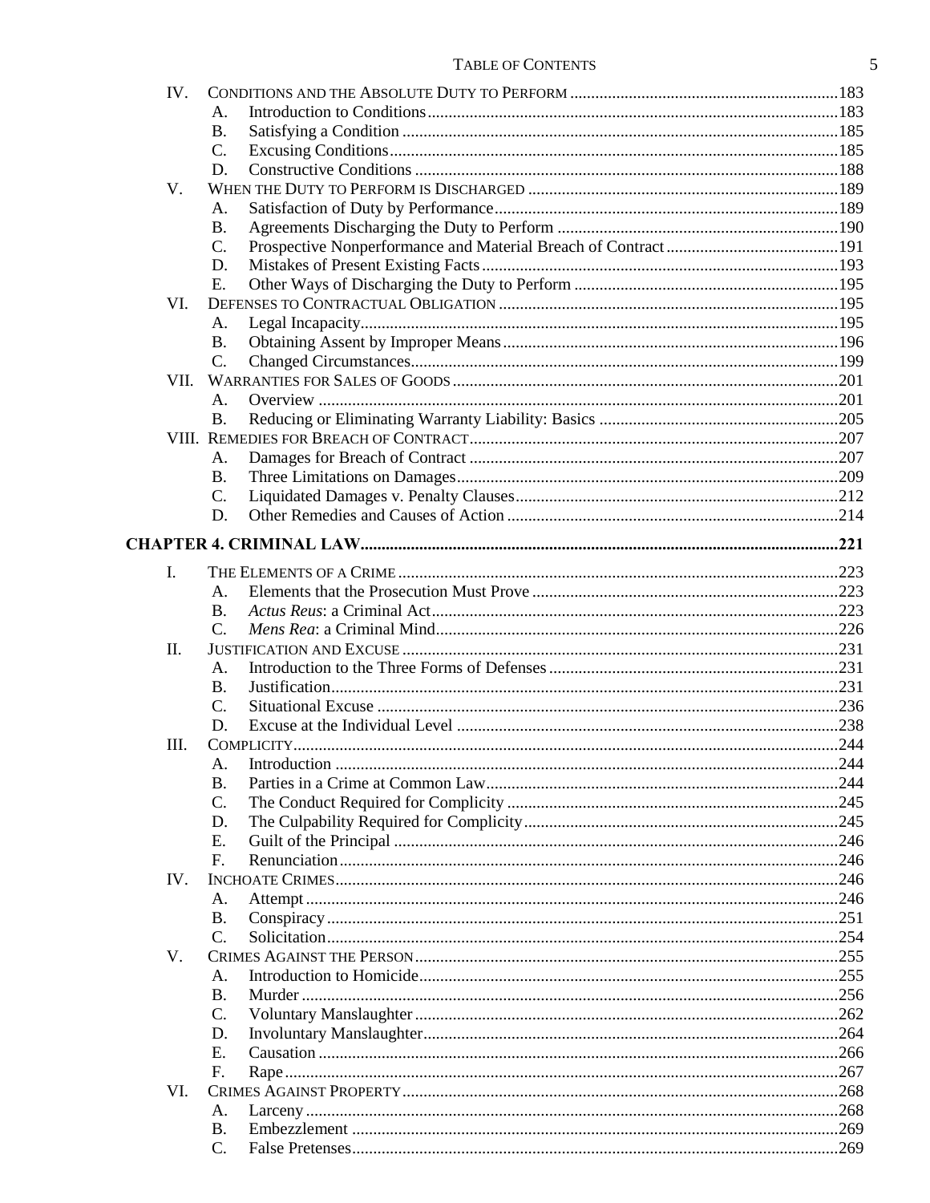IV. CONDITIONS AND THE ABSOLUTE DUTY TO PERFORM ..... 183
- A. Introduction to Conditions ..... 183
- B. Satisfying a Condition ..... 185
- C. Excusing Conditions ..... 185
- D. Constructive Conditions ..... 188

V. WHEN THE DUTY TO PERFORM IS DISCHARGED ..... 189
- A. Satisfaction of Duty by Performance ..... 189
- B. Agreements Discharging the Duty to Perform ..... 190
- C. Prospective Nonperformance and Material Breach of Contract ..... 191
- D. Mistakes of Present Existing Facts ..... 193
- E. Other Ways of Discharging the Duty to Perform ..... 195

VI. DEFENSES TO CONTRACTUAL OBLIGATION ..... 195
- A. Legal Incapacity ..... 195
- B. Obtaining Assent by Improper Means ..... 196
- C. Changed Circumstances ..... 199

VII. WARRANTIES FOR SALES OF GOODS ..... 201
- A. Overview ..... 201
- B. Reducing or Eliminating Warranty Liability: Basics ..... 205

VIII. REMEDIES FOR BREACH OF CONTRACT ..... 207
- A. Damages for Breach of Contract ..... 207
- B. Three Limitations on Damages ..... 209
- C. Liquidated Damages v. Penalty Clauses ..... 212
- D. Other Remedies and Causes of Action ..... 214

**CHAPTER 4. CRIMINAL LAW ..... 221**

I. THE ELEMENTS OF A CRIME ..... 223
- A. Elements that the Prosecution Must Prove ..... 223
- B. *Actus Reus*: a Criminal Act ..... 223
- C. *Mens Rea*: a Criminal Mind ..... 226

II. JUSTIFICATION AND EXCUSE ..... 231
- A. Introduction to the Three Forms of Defenses ..... 231
- B. Justification ..... 231
- C. Situational Excuse ..... 236
- D. Excuse at the Individual Level ..... 238

III. COMPLICITY ..... 244
- A. Introduction ..... 244
- B. Parties in a Crime at Common Law ..... 244
- C. The Conduct Required for Complicity ..... 245
- D. The Culpability Required for Complicity ..... 245
- E. Guilt of the Principal ..... 246
- F. Renunciation ..... 246

IV. INCHOATE CRIMES ..... 246
- A. Attempt ..... 246
- B. Conspiracy ..... 251
- C. Solicitation ..... 254

V. CRIMES AGAINST THE PERSON ..... 255
- A. Introduction to Homicide ..... 255
- B. Murder ..... 256
- C. Voluntary Manslaughter ..... 262
- D. Involuntary Manslaughter ..... 264
- E. Causation ..... 266
- F. Rape ..... 267

VI. CRIMES AGAINST PROPERTY ..... 268
- A. Larceny ..... 268
- B. Embezzlement ..... 269
- C. False Pretenses ..... 269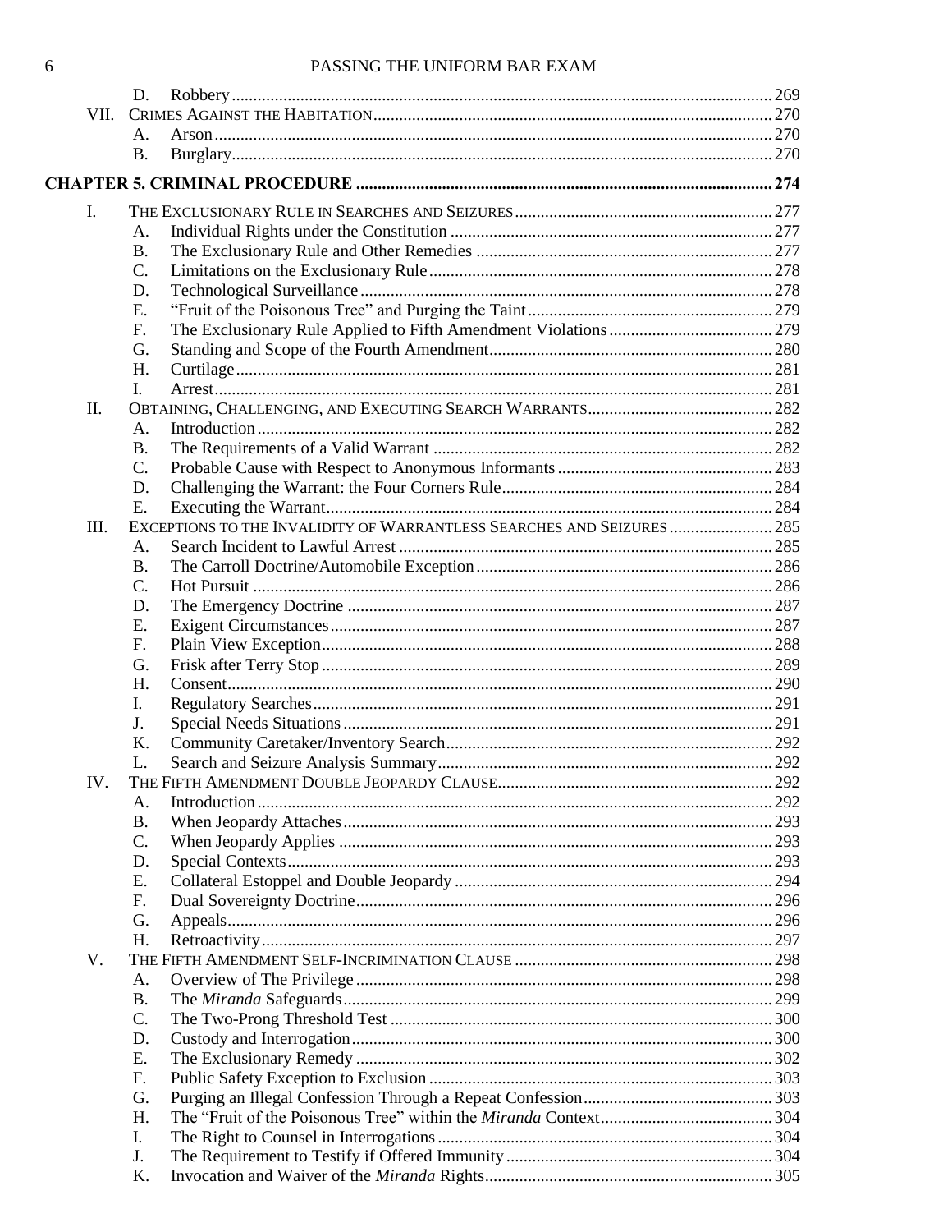- D. Robbery ..... 269
- VII. CRIMES AGAINST THE HABITATION ..... 270
  - A. Arson ..... 270
  - B. Burglary ..... 270

**CHAPTER 5. CRIMINAL PROCEDURE ..... 274**

- I. THE EXCLUSIONARY RULE IN SEARCHES AND SEIZURES ..... 277
  - A. Individual Rights under the Constitution ..... 277
  - B. The Exclusionary Rule and Other Remedies ..... 277
  - C. Limitations on the Exclusionary Rule ..... 278
  - D. Technological Surveillance ..... 278
  - E. "Fruit of the Poisonous Tree" and Purging the Taint ..... 279
  - F. The Exclusionary Rule Applied to Fifth Amendment Violations ..... 279
  - G. Standing and Scope of the Fourth Amendment ..... 280
  - H. Curtilage ..... 281
  - I. Arrest ..... 281
- II. OBTAINING, CHALLENGING, AND EXECUTING SEARCH WARRANTS ..... 282
  - A. Introduction ..... 282
  - B. The Requirements of a Valid Warrant ..... 282
  - C. Probable Cause with Respect to Anonymous Informants ..... 283
  - D. Challenging the Warrant: the Four Corners Rule ..... 284
  - E. Executing the Warrant ..... 284
- III. EXCEPTIONS TO THE INVALIDITY OF WARRANTLESS SEARCHES AND SEIZURES ..... 285
  - A. Search Incident to Lawful Arrest ..... 285
  - B. The Carroll Doctrine/Automobile Exception ..... 286
  - C. Hot Pursuit ..... 286
  - D. The Emergency Doctrine ..... 287
  - E. Exigent Circumstances ..... 287
  - F. Plain View Exception ..... 288
  - G. Frisk after Terry Stop ..... 289
  - H. Consent ..... 290
  - I. Regulatory Searches ..... 291
  - J. Special Needs Situations ..... 291
  - K. Community Caretaker/Inventory Search ..... 292
  - L. Search and Seizure Analysis Summary ..... 292
- IV. THE FIFTH AMENDMENT DOUBLE JEOPARDY CLAUSE ..... 292
  - A. Introduction ..... 292
  - B. When Jeopardy Attaches ..... 293
  - C. When Jeopardy Applies ..... 293
  - D. Special Contexts ..... 293
  - E. Collateral Estoppel and Double Jeopardy ..... 294
  - F. Dual Sovereignty Doctrine ..... 296
  - G. Appeals ..... 296
  - H. Retroactivity ..... 297
- V. THE FIFTH AMENDMENT SELF-INCRIMINATION CLAUSE ..... 298
  - A. Overview of The Privilege ..... 298
  - B. The *Miranda* Safeguards ..... 299
  - C. The Two-Prong Threshold Test ..... 300
  - D. Custody and Interrogation ..... 300
  - E. The Exclusionary Remedy ..... 302
  - F. Public Safety Exception to Exclusion ..... 303
  - G. Purging an Illegal Confession Through a Repeat Confession ..... 303
  - H. The "Fruit of the Poisonous Tree" within the *Miranda* Context ..... 304
  - I. The Right to Counsel in Interrogations ..... 304
  - J. The Requirement to Testify if Offered Immunity ..... 304
  - K. Invocation and Waiver of the *Miranda* Rights ..... 305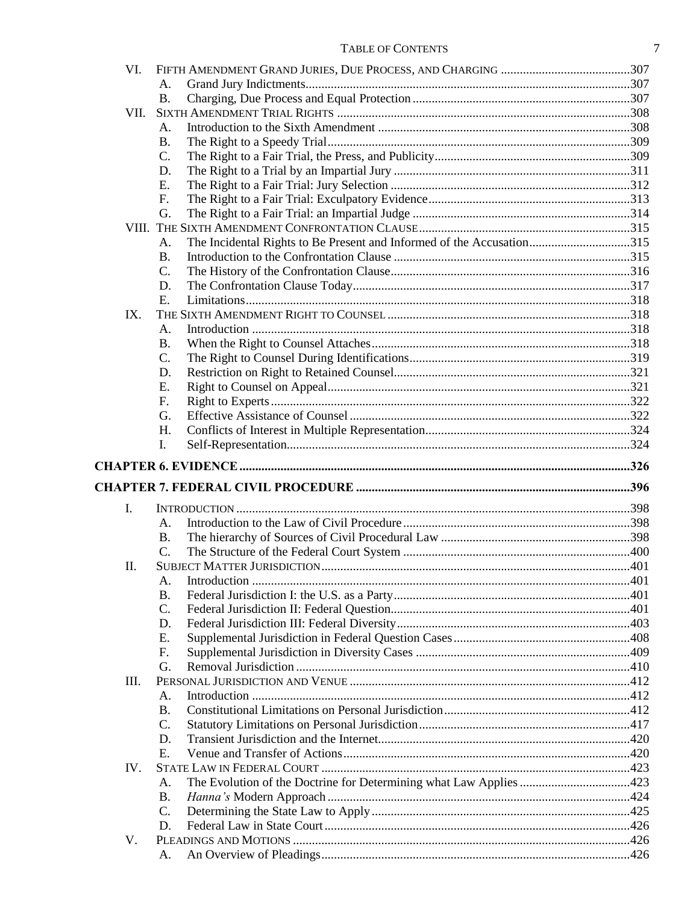- VI. FIFTH AMENDMENT GRAND JURIES, DUE PROCESS, AND CHARGING ....307
  - A. Grand Jury Indictments ....307
  - B. Charging, Due Process and Equal Protection ....307
- VII. SIXTH AMENDMENT TRIAL RIGHTS ....308
  - A. Introduction to the Sixth Amendment ....308
  - B. The Right to a Speedy Trial ....309
  - C. The Right to a Fair Trial, the Press, and Publicity ....309
  - D. The Right to a Trial by an Impartial Jury ....311
  - E. The Right to a Fair Trial: Jury Selection ....312
  - F. The Right to a Fair Trial: Exculpatory Evidence ....313
  - G. The Right to a Fair Trial: an Impartial Judge ....314
- VIII. THE SIXTH AMENDMENT CONFRONTATION CLAUSE ....315
  - A. The Incidental Rights to Be Present and Informed of the Accusation ....315
  - B. Introduction to the Confrontation Clause ....315
  - C. The History of the Confrontation Clause ....316
  - D. The Confrontation Clause Today ....317
  - E. Limitations ....318
- IX. THE SIXTH AMENDMENT RIGHT TO COUNSEL ....318
  - A. Introduction ....318
  - B. When the Right to Counsel Attaches ....318
  - C. The Right to Counsel During Identifications ....319
  - D. Restriction on Right to Retained Counsel ....321
  - E. Right to Counsel on Appeal ....321
  - F. Right to Experts ....322
  - G. Effective Assistance of Counsel ....322
  - H. Conflicts of Interest in Multiple Representation ....324
  - I. Self-Representation ....324

**CHAPTER 6. EVIDENCE ....326**

**CHAPTER 7. FEDERAL CIVIL PROCEDURE ....396**

- I. INTRODUCTION ....398
  - A. Introduction to the Law of Civil Procedure ....398
  - B. The hierarchy of Sources of Civil Procedural Law ....398
  - C. The Structure of the Federal Court System ....400
- II. SUBJECT MATTER JURISDICTION ....401
  - A. Introduction ....401
  - B. Federal Jurisdiction I: the U.S. as a Party ....401
  - C. Federal Jurisdiction II: Federal Question ....401
  - D. Federal Jurisdiction III: Federal Diversity ....403
  - E. Supplemental Jurisdiction in Federal Question Cases ....408
  - F. Supplemental Jurisdiction in Diversity Cases ....409
  - G. Removal Jurisdiction ....410
- III. PERSONAL JURISDICTION AND VENUE ....412
  - A. Introduction ....412
  - B. Constitutional Limitations on Personal Jurisdiction ....412
  - C. Statutory Limitations on Personal Jurisdiction ....417
  - D. Transient Jurisdiction and the Internet ....420
  - E. Venue and Transfer of Actions ....420
- IV. STATE LAW IN FEDERAL COURT ....423
  - A. The Evolution of the Doctrine for Determining what Law Applies ....423
  - B. *Hanna's* Modern Approach ....424
  - C. Determining the State Law to Apply ....425
  - D. Federal Law in State Court ....426
- V. PLEADINGS AND MOTIONS ....426
  - A. An Overview of Pleadings ....426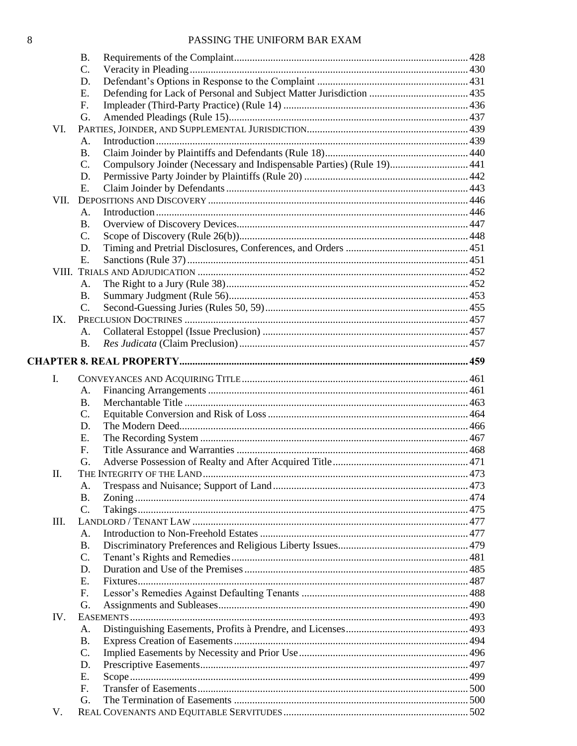- B. Requirements of the Complaint ........ 428
- C. Veracity in Pleading ........ 430
- D. Defendant's Options in Response to the Complaint ........ 431
- E. Defending for Lack of Personal and Subject Matter Jurisdiction ........ 435
- F. Impleader (Third-Party Practice) (Rule 14) ........ 436
- G. Amended Pleadings (Rule 15) ........ 437

VI. PARTIES, JOINDER, AND SUPPLEMENTAL JURISDICTION ........ 439
- A. Introduction ........ 439
- B. Claim Joinder by Plaintiffs and Defendants (Rule 18) ........ 440
- C. Compulsory Joinder (Necessary and Indispensable Parties) (Rule 19) ........ 441
- D. Permissive Party Joinder by Plaintiffs (Rule 20) ........ 442
- E. Claim Joinder by Defendants ........ 443

VII. DEPOSITIONS AND DISCOVERY ........ 446
- A. Introduction ........ 446
- B. Overview of Discovery Devices ........ 447
- C. Scope of Discovery (Rule 26(b)) ........ 448
- D. Timing and Pretrial Disclosures, Conferences, and Orders ........ 451
- E. Sanctions (Rule 37) ........ 451

VIII. TRIALS AND ADJUDICATION ........ 452
- A. The Right to a Jury (Rule 38) ........ 452
- B. Summary Judgment (Rule 56) ........ 453
- C. Second-Guessing Juries (Rules 50, 59) ........ 455

IX. PRECLUSION DOCTRINES ........ 457
- A. Collateral Estoppel (Issue Preclusion) ........ 457
- B. *Res Judicata* (Claim Preclusion) ........ 457

**CHAPTER 8. REAL PROPERTY ........ 459**

I. CONVEYANCES AND ACQUIRING TITLE ........ 461
- A. Financing Arrangements ........ 461
- B. Merchantable Title ........ 463
- C. Equitable Conversion and Risk of Loss ........ 464
- D. The Modern Deed ........ 466
- E. The Recording System ........ 467
- F. Title Assurance and Warranties ........ 468
- G. Adverse Possession of Realty and After Acquired Title ........ 471

II. THE INTEGRITY OF THE LAND ........ 473
- A. Trespass and Nuisance; Support of Land ........ 473
- B. Zoning ........ 474
- C. Takings ........ 475

III. LANDLORD / TENANT LAW ........ 477
- A. Introduction to Non-Freehold Estates ........ 477
- B. Discriminatory Preferences and Religious Liberty Issues ........ 479
- C. Tenant's Rights and Remedies ........ 481
- D. Duration and Use of the Premises ........ 485
- E. Fixtures ........ 487
- F. Lessor's Remedies Against Defaulting Tenants ........ 488
- G. Assignments and Subleases ........ 490

IV. EASEMENTS ........ 493
- A. Distinguishing Easements, Profits à Prendre, and Licenses ........ 493
- B. Express Creation of Easements ........ 494
- C. Implied Easements by Necessity and Prior Use ........ 496
- D. Prescriptive Easements ........ 497
- E. Scope ........ 499
- F. Transfer of Easements ........ 500
- G. The Termination of Easements ........ 500

V. REAL COVENANTS AND EQUITABLE SERVITUDES ........ 502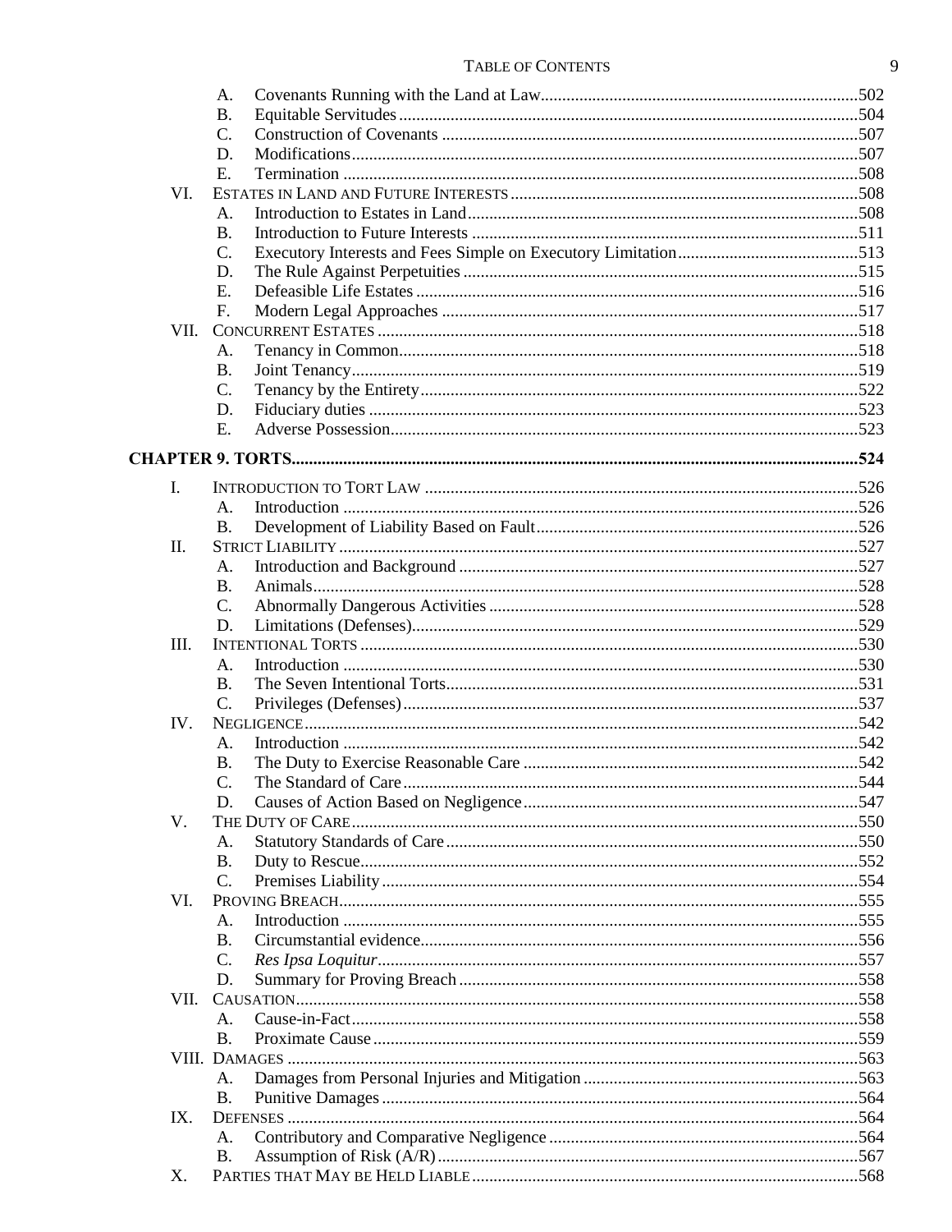A. Covenants Running with the Land at Law ... 502
B. Equitable Servitudes ... 504
C. Construction of Covenants ... 507
D. Modifications ... 507
E. Termination ... 508

VI. ESTATES IN LAND AND FUTURE INTERESTS ... 508
A. Introduction to Estates in Land ... 508
B. Introduction to Future Interests ... 511
C. Executory Interests and Fees Simple on Executory Limitation ... 513
D. The Rule Against Perpetuities ... 515
E. Defeasible Life Estates ... 516
F. Modern Legal Approaches ... 517

VII. CONCURRENT ESTATES ... 518
A. Tenancy in Common ... 518
B. Joint Tenancy ... 519
C. Tenancy by the Entirety ... 522
D. Fiduciary duties ... 523
E. Adverse Possession ... 523

**CHAPTER 9. TORTS ... 524**

I. INTRODUCTION TO TORT LAW ... 526
A. Introduction ... 526
B. Development of Liability Based on Fault ... 526

II. STRICT LIABILITY ... 527
A. Introduction and Background ... 527
B. Animals ... 528
C. Abnormally Dangerous Activities ... 528
D. Limitations (Defenses) ... 529

III. INTENTIONAL TORTS ... 530
A. Introduction ... 530
B. The Seven Intentional Torts ... 531
C. Privileges (Defenses) ... 537

IV. NEGLIGENCE ... 542
A. Introduction ... 542
B. The Duty to Exercise Reasonable Care ... 542
C. The Standard of Care ... 544
D. Causes of Action Based on Negligence ... 547

V. THE DUTY OF CARE ... 550
A. Statutory Standards of Care ... 550
B. Duty to Rescue ... 552
C. Premises Liability ... 554

VI. PROVING BREACH ... 555
A. Introduction ... 555
B. Circumstantial evidence ... 556
C. *Res Ipsa Loquitur* ... 557
D. Summary for Proving Breach ... 558

VII. CAUSATION ... 558
A. Cause-in-Fact ... 558
B. Proximate Cause ... 559

VIII. DAMAGES ... 563
A. Damages from Personal Injuries and Mitigation ... 563
B. Punitive Damages ... 564

IX. DEFENSES ... 564
A. Contributory and Comparative Negligence ... 564
B. Assumption of Risk (A/R) ... 567

X. PARTIES THAT MAY BE HELD LIABLE ... 568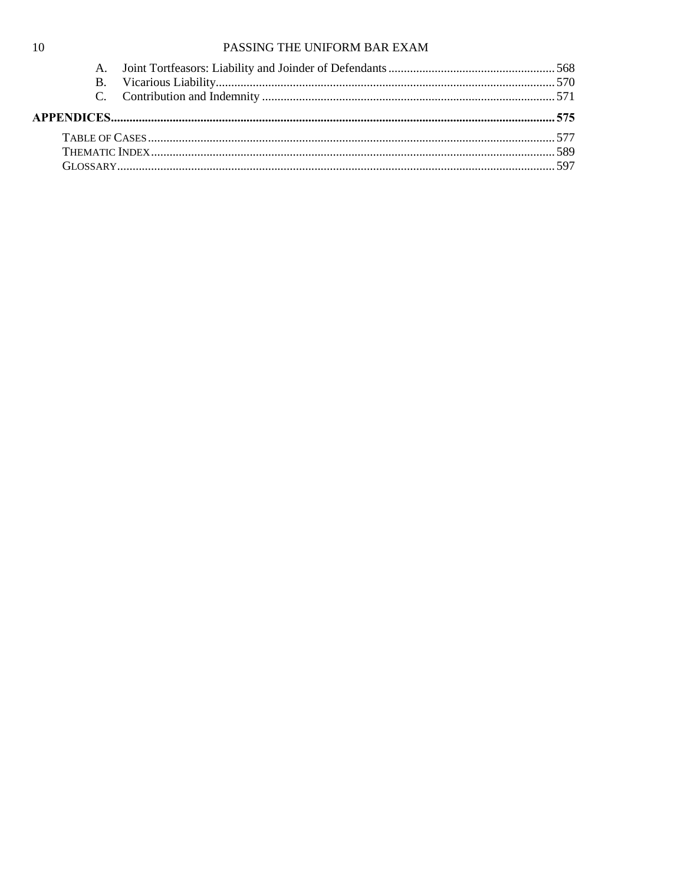A. Joint Tortfeasors: Liability and Joinder of Defendants ..... 568
B. Vicarious Liability ..... 570
C. Contribution and Indemnity ..... 571

**APPENDICES ..... 575**

TABLE OF CASES ..... 577
THEMATIC INDEX ..... 589
GLOSSARY ..... 597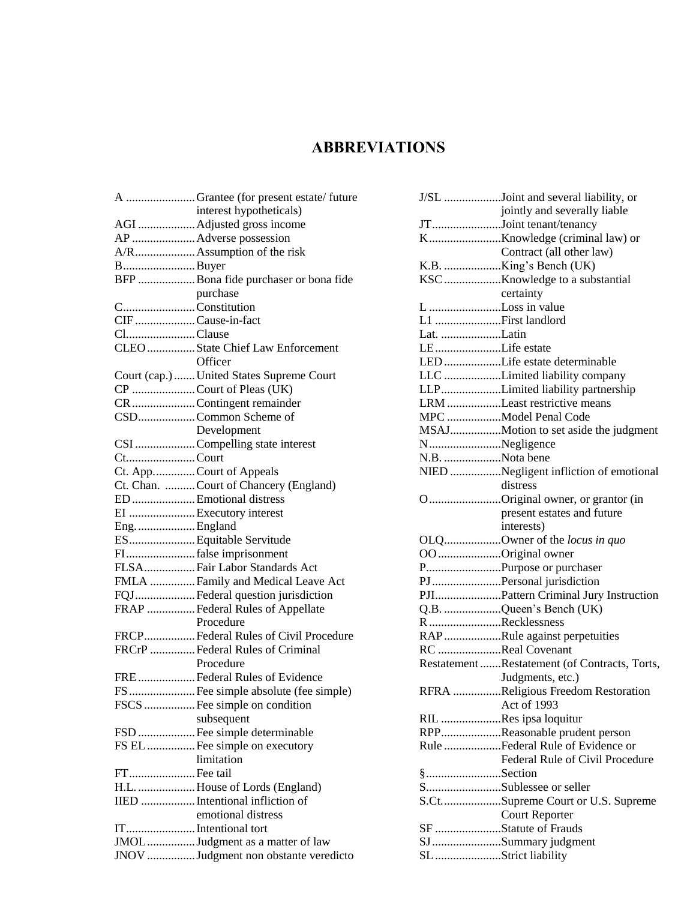# ABBREVIATIONS

| Abbreviation | Meaning |
|---|---|
| A | Grantee (for present estate/ future interest hypotheticals) |
| AGI | Adjusted gross income |
| AP | Adverse possession |
| A/R | Assumption of the risk |
| B | Buyer |
| BFP | Bona fide purchaser or bona fide purchase |
| C | Constitution |
| CIF | Cause-in-fact |
| Cl. | Clause |
| CLEO | State Chief Law Enforcement Officer |
| Court (cap.) | United States Supreme Court |
| CP | Court of Pleas (UK) |
| CR | Contingent remainder |
| CSD | Common Scheme of Development |
| CSI | Compelling state interest |
| Ct. | Court |
| Ct. App. | Court of Appeals |
| Ct. Chan. | Court of Chancery (England) |
| ED | Emotional distress |
| EI | Executory interest |
| Eng. | England |
| ES | Equitable Servitude |
| FI | false imprisonment |
| FLSA | Fair Labor Standards Act |
| FMLA | Family and Medical Leave Act |
| FQJ | Federal question jurisdiction |
| FRAP | Federal Rules of Appellate Procedure |
| FRCP | Federal Rules of Civil Procedure |
| FRCrP | Federal Rules of Criminal Procedure |
| FRE | Federal Rules of Evidence |
| FS | Fee simple absolute (fee simple) |
| FSCS | Fee simple on condition subsequent |
| FSD | Fee simple determinable |
| FS EL | Fee simple on executory limitation |
| FT | Fee tail |
| H.L. | House of Lords (England) |
| IIED | Intentional infliction of emotional distress |
| IT | Intentional tort |
| JMOL | Judgment as a matter of law |
| JNOV | Judgment non obstante veredicto |
| J/SL | Joint and several liability, or jointly and severally liable |
| JT | Joint tenant/tenancy |
| K | Knowledge (criminal law) or Contract (all other law) |
| K.B. | King's Bench (UK) |
| KSC | Knowledge to a substantial certainty |
| L | Loss in value |
| L1 | First landlord |
| Lat. | Latin |
| LE | Life estate |
| LED | Life estate determinable |
| LLC | Limited liability company |
| LLP | Limited liability partnership |
| LRM | Least restrictive means |
| MPC | Model Penal Code |
| MSAJ | Motion to set aside the judgment |
| N | Negligence |
| N.B. | Nota bene |
| NIED | Negligent infliction of emotional distress |
| O | Original owner, or grantor (in present estates and future interests) |
| OLQ | Owner of the *locus in quo* |
| OO | Original owner |
| P | Purpose or purchaser |
| PJ | Personal jurisdiction |
| PJI | Pattern Criminal Jury Instruction |
| Q.B. | Queen's Bench (UK) |
| R | Recklessness |
| RAP | Rule against perpetuities |
| RC | Real Covenant |
| Restatement | Restatement (of Contracts, Torts, Judgments, etc.) |
| RFRA | Religious Freedom Restoration Act of 1993 |
| RIL | Res ipsa loquitur |
| RPP | Reasonable prudent person |
| Rule | Federal Rule of Evidence or Federal Rule of Civil Procedure |
| § | Section |
| S | Sublessee or seller |
| S.Ct. | Supreme Court or U.S. Supreme Court Reporter |
| SF | Statute of Frauds |
| SJ | Summary judgment |
| SL | Strict liability |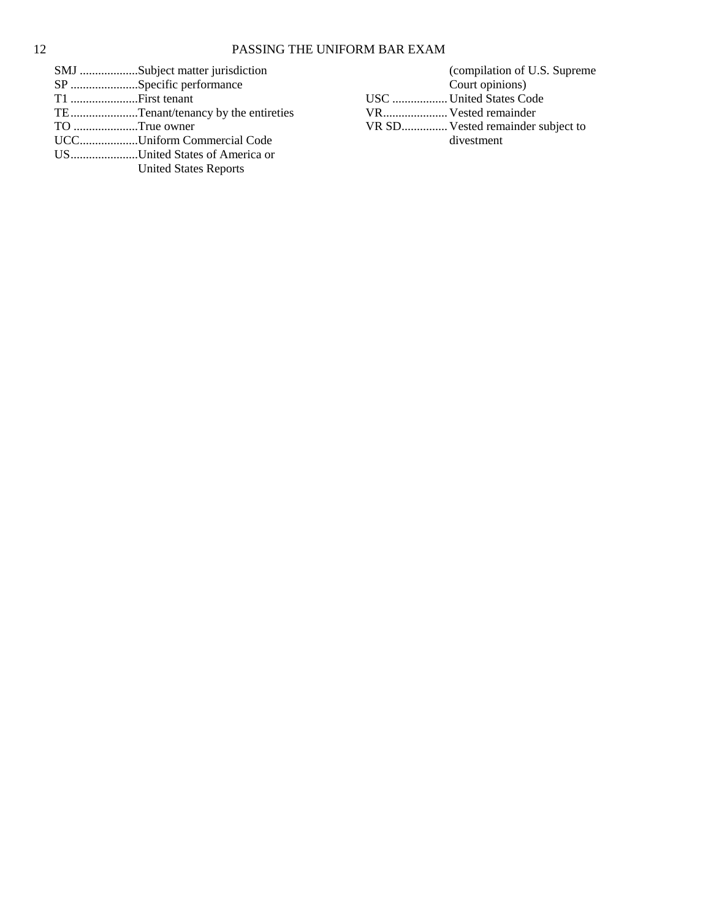SMJ ...................Subject matter jurisdiction
SP ......................Specific performance
T1 ......................First tenant
TE......................Tenant/tenancy by the entireties
TO .....................True owner
UCC...................Uniform Commercial Code
US......................United States of America or United States Reports (compilation of U.S. Supreme Court opinions)
USC .................. United States Code
VR..................... Vested remainder
VR SD............... Vested remainder subject to divestment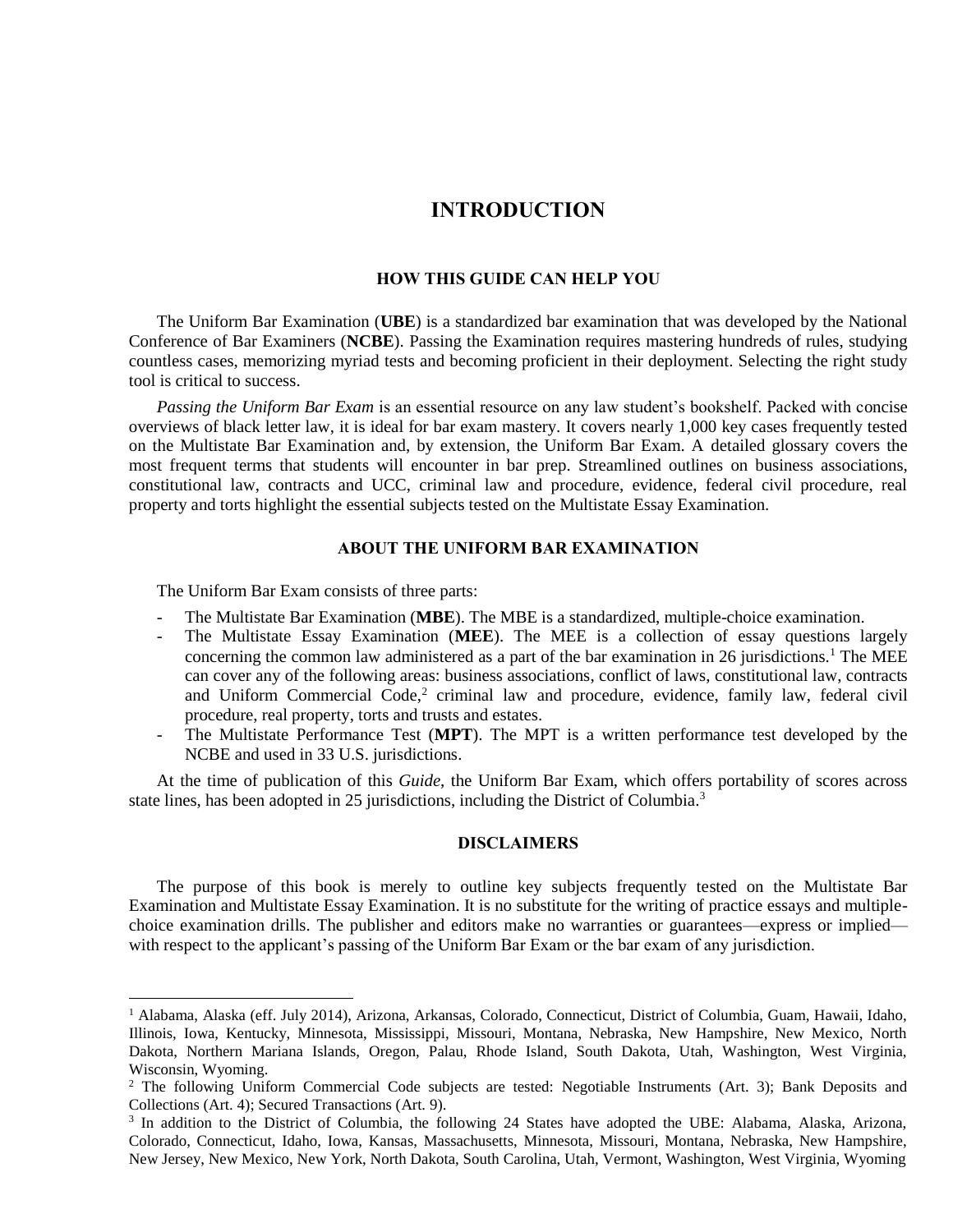# INTRODUCTION

## HOW THIS GUIDE CAN HELP YOU

The Uniform Bar Examination (**UBE**) is a standardized bar examination that was developed by the National Conference of Bar Examiners (**NCBE**). Passing the Examination requires mastering hundreds of rules, studying countless cases, memorizing myriad tests and becoming proficient in their deployment. Selecting the right study tool is critical to success.

*Passing the Uniform Bar Exam* is an essential resource on any law student's bookshelf. Packed with concise overviews of black letter law, it is ideal for bar exam mastery. It covers nearly 1,000 key cases frequently tested on the Multistate Bar Examination and, by extension, the Uniform Bar Exam. A detailed glossary covers the most frequent terms that students will encounter in bar prep. Streamlined outlines on business associations, constitutional law, contracts and UCC, criminal law and procedure, evidence, federal civil procedure, real property and torts highlight the essential subjects tested on the Multistate Essay Examination.

## ABOUT THE UNIFORM BAR EXAMINATION

The Uniform Bar Exam consists of three parts:

- The Multistate Bar Examination (**MBE**). The MBE is a standardized, multiple-choice examination.
- The Multistate Essay Examination (**MEE**). The MEE is a collection of essay questions largely concerning the common law administered as a part of the bar examination in 26 jurisdictions.[1] The MEE can cover any of the following areas: business associations, conflict of laws, constitutional law, contracts and Uniform Commercial Code,[2] criminal law and procedure, evidence, family law, federal civil procedure, real property, torts and trusts and estates.
- The Multistate Performance Test (**MPT**). The MPT is a written performance test developed by the NCBE and used in 33 U.S. jurisdictions.

At the time of publication of this *Guide*, the Uniform Bar Exam, which offers portability of scores across state lines, has been adopted in 25 jurisdictions, including the District of Columbia.[3]

## DISCLAIMERS

The purpose of this book is merely to outline key subjects frequently tested on the Multistate Bar Examination and Multistate Essay Examination. It is no substitute for the writing of practice essays and multiple-choice examination drills. The publisher and editors make no warranties or guarantees—express or implied—with respect to the applicant's passing of the Uniform Bar Exam or the bar exam of any jurisdiction.

---

[1] Alabama, Alaska (eff. July 2014), Arizona, Arkansas, Colorado, Connecticut, District of Columbia, Guam, Hawaii, Idaho, Illinois, Iowa, Kentucky, Minnesota, Mississippi, Missouri, Montana, Nebraska, New Hampshire, New Mexico, North Dakota, Northern Mariana Islands, Oregon, Palau, Rhode Island, South Dakota, Utah, Washington, West Virginia, Wisconsin, Wyoming.

[2] The following Uniform Commercial Code subjects are tested: Negotiable Instruments (Art. 3); Bank Deposits and Collections (Art. 4); Secured Transactions (Art. 9).

[3] In addition to the District of Columbia, the following 24 States have adopted the UBE: Alabama, Alaska, Arizona, Colorado, Connecticut, Idaho, Iowa, Kansas, Massachusetts, Minnesota, Missouri, Montana, Nebraska, New Hampshire, New Jersey, New Mexico, New York, North Dakota, South Carolina, Utah, Vermont, Washington, West Virginia, Wyoming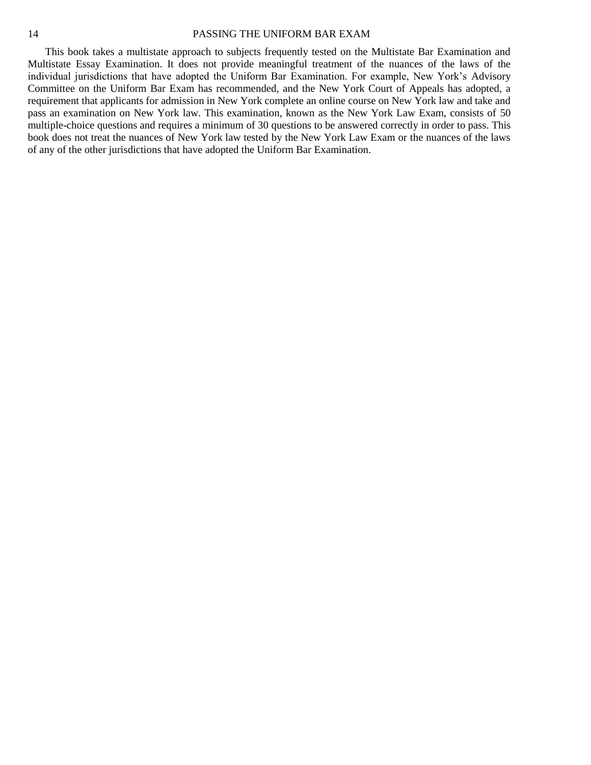This book takes a multistate approach to subjects frequently tested on the Multistate Bar Examination and Multistate Essay Examination. It does not provide meaningful treatment of the nuances of the laws of the individual jurisdictions that have adopted the Uniform Bar Examination. For example, New York's Advisory Committee on the Uniform Bar Exam has recommended, and the New York Court of Appeals has adopted, a requirement that applicants for admission in New York complete an online course on New York law and take and pass an examination on New York law. This examination, known as the New York Law Exam, consists of 50 multiple-choice questions and requires a minimum of 30 questions to be answered correctly in order to pass. This book does not treat the nuances of New York law tested by the New York Law Exam or the nuances of the laws of any of the other jurisdictions that have adopted the Uniform Bar Examination.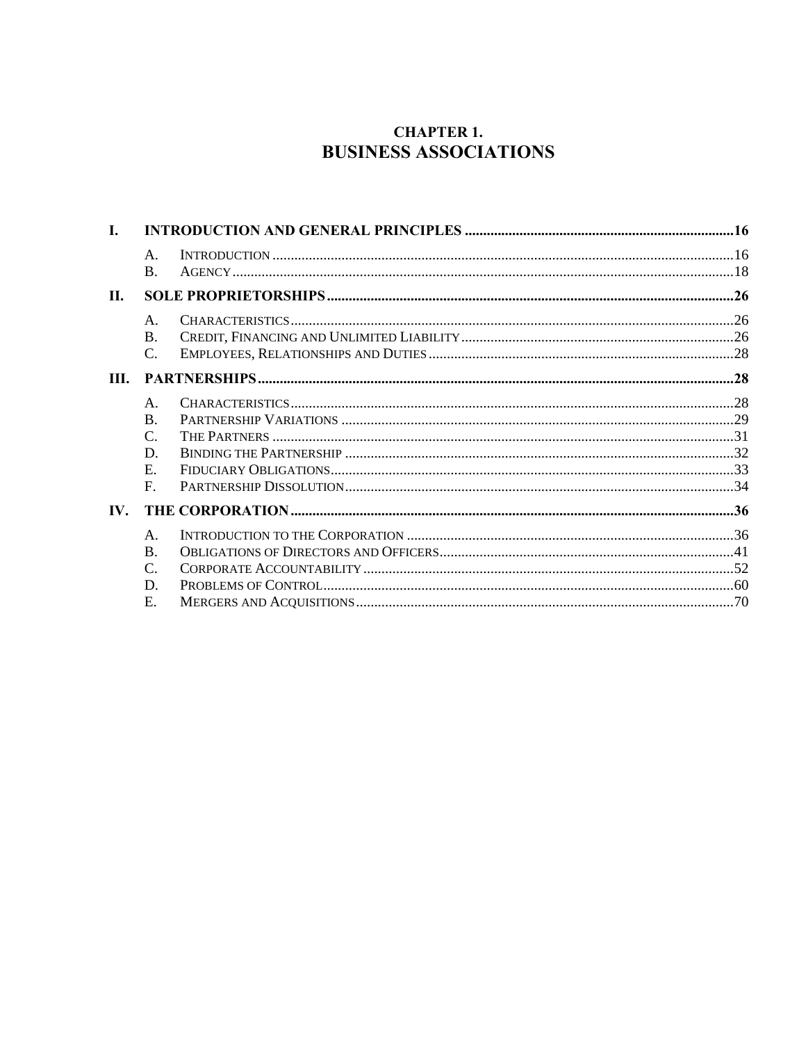# CHAPTER 1.
# BUSINESS ASSOCIATIONS

| | | |
|---|---|---|
| **I.** | **INTRODUCTION AND GENERAL PRINCIPLES** | **16** |
| A. | INTRODUCTION | 16 |
| B. | AGENCY | 18 |
| **II.** | **SOLE PROPRIETORSHIPS** | **26** |
| A. | CHARACTERISTICS | 26 |
| B. | CREDIT, FINANCING AND UNLIMITED LIABILITY | 26 |
| C. | EMPLOYEES, RELATIONSHIPS AND DUTIES | 28 |
| **III.** | **PARTNERSHIPS** | **28** |
| A. | CHARACTERISTICS | 28 |
| B. | PARTNERSHIP VARIATIONS | 29 |
| C. | THE PARTNERS | 31 |
| D. | BINDING THE PARTNERSHIP | 32 |
| E. | FIDUCIARY OBLIGATIONS | 33 |
| F. | PARTNERSHIP DISSOLUTION | 34 |
| **IV.** | **THE CORPORATION** | **36** |
| A. | INTRODUCTION TO THE CORPORATION | 36 |
| B. | OBLIGATIONS OF DIRECTORS AND OFFICERS | 41 |
| C. | CORPORATE ACCOUNTABILITY | 52 |
| D. | PROBLEMS OF CONTROL | 60 |
| E. | MERGERS AND ACQUISITIONS | 70 |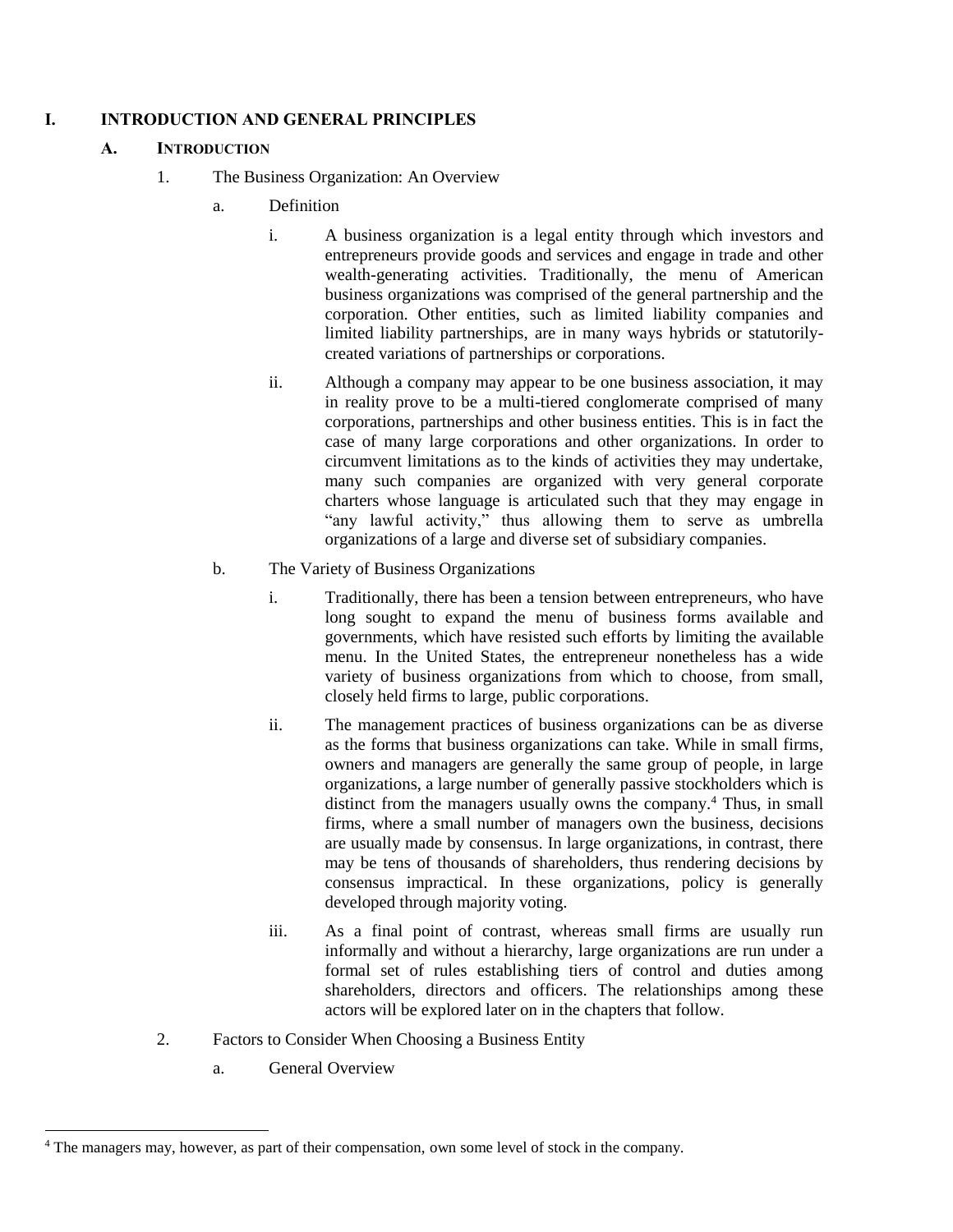# I. INTRODUCTION AND GENERAL PRINCIPLES

## A. INTRODUCTION

### 1. The Business Organization: An Overview

#### a. Definition

i. A business organization is a legal entity through which investors and entrepreneurs provide goods and services and engage in trade and other wealth-generating activities. Traditionally, the menu of American business organizations was comprised of the general partnership and the corporation. Other entities, such as limited liability companies and limited liability partnerships, are in many ways hybrids or statutorily-created variations of partnerships or corporations.

ii. Although a company may appear to be one business association, it may in reality prove to be a multi-tiered conglomerate comprised of many corporations, partnerships and other business entities. This is in fact the case of many large corporations and other organizations. In order to circumvent limitations as to the kinds of activities they may undertake, many such companies are organized with very general corporate charters whose language is articulated such that they may engage in "any lawful activity," thus allowing them to serve as umbrella organizations of a large and diverse set of subsidiary companies.

#### b. The Variety of Business Organizations

i. Traditionally, there has been a tension between entrepreneurs, who have long sought to expand the menu of business forms available and governments, which have resisted such efforts by limiting the available menu. In the United States, the entrepreneur nonetheless has a wide variety of business organizations from which to choose, from small, closely held firms to large, public corporations.

ii. The management practices of business organizations can be as diverse as the forms that business organizations can take. While in small firms, owners and managers are generally the same group of people, in large organizations, a large number of generally passive stockholders which is distinct from the managers usually owns the company.[4] Thus, in small firms, where a small number of managers own the business, decisions are usually made by consensus. In large organizations, in contrast, there may be tens of thousands of shareholders, thus rendering decisions by consensus impractical. In these organizations, policy is generally developed through majority voting.

iii. As a final point of contrast, whereas small firms are usually run informally and without a hierarchy, large organizations are run under a formal set of rules establishing tiers of control and duties among shareholders, directors and officers. The relationships among these actors will be explored later on in the chapters that follow.

### 2. Factors to Consider When Choosing a Business Entity

#### a. General Overview

[4] The managers may, however, as part of their compensation, own some level of stock in the company.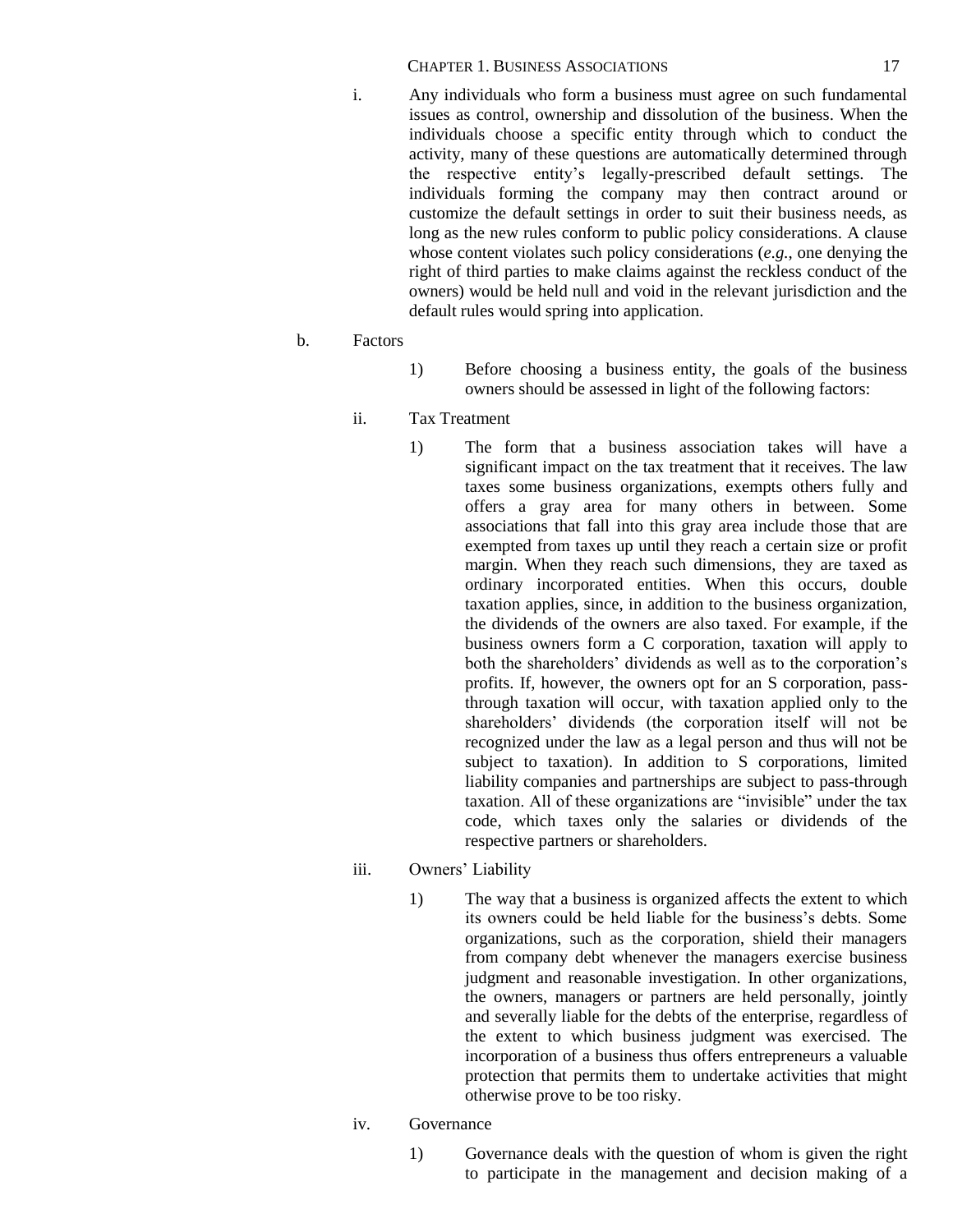i. Any individuals who form a business must agree on such fundamental issues as control, ownership and dissolution of the business. When the individuals choose a specific entity through which to conduct the activity, many of these questions are automatically determined through the respective entity's legally-prescribed default settings. The individuals forming the company may then contract around or customize the default settings in order to suit their business needs, as long as the new rules conform to public policy considerations. A clause whose content violates such policy considerations (*e.g.*, one denying the right of third parties to make claims against the reckless conduct of the owners) would be held null and void in the relevant jurisdiction and the default rules would spring into application.

b. Factors

1) Before choosing a business entity, the goals of the business owners should be assessed in light of the following factors:

ii. Tax Treatment

1) The form that a business association takes will have a significant impact on the tax treatment that it receives. The law taxes some business organizations, exempts others fully and offers a gray area for many others in between. Some associations that fall into this gray area include those that are exempted from taxes up until they reach a certain size or profit margin. When they reach such dimensions, they are taxed as ordinary incorporated entities. When this occurs, double taxation applies, since, in addition to the business organization, the dividends of the owners are also taxed. For example, if the business owners form a C corporation, taxation will apply to both the shareholders' dividends as well as to the corporation's profits. If, however, the owners opt for an S corporation, pass-through taxation will occur, with taxation applied only to the shareholders' dividends (the corporation itself will not be recognized under the law as a legal person and thus will not be subject to taxation). In addition to S corporations, limited liability companies and partnerships are subject to pass-through taxation. All of these organizations are "invisible" under the tax code, which taxes only the salaries or dividends of the respective partners or shareholders.

iii. Owners' Liability

1) The way that a business is organized affects the extent to which its owners could be held liable for the business's debts. Some organizations, such as the corporation, shield their managers from company debt whenever the managers exercise business judgment and reasonable investigation. In other organizations, the owners, managers or partners are held personally, jointly and severally liable for the debts of the enterprise, regardless of the extent to which business judgment was exercised. The incorporation of a business thus offers entrepreneurs a valuable protection that permits them to undertake activities that might otherwise prove to be too risky.

iv. Governance

1) Governance deals with the question of whom is given the right to participate in the management and decision making of a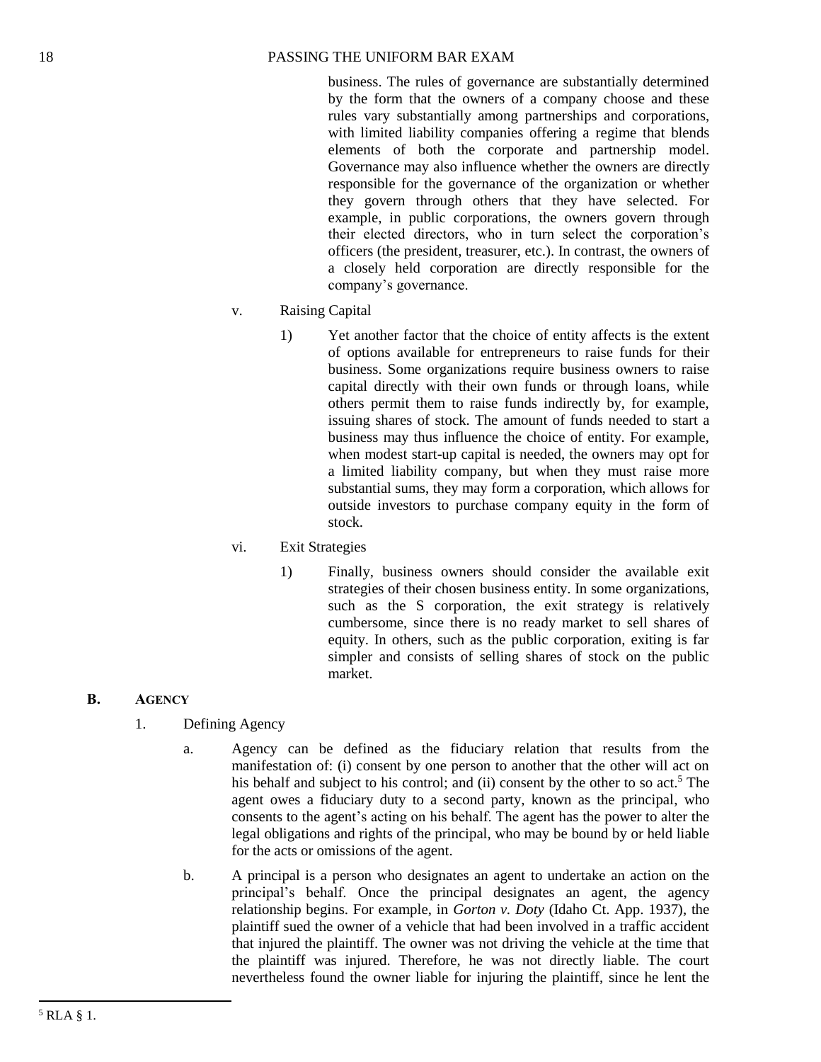business. The rules of governance are substantially determined by the form that the owners of a company choose and these rules vary substantially among partnerships and corporations, with limited liability companies offering a regime that blends elements of both the corporate and partnership model. Governance may also influence whether the owners are directly responsible for the governance of the organization or whether they govern through others that they have selected. For example, in public corporations, the owners govern through their elected directors, who in turn select the corporation's officers (the president, treasurer, etc.). In contrast, the owners of a closely held corporation are directly responsible for the company's governance.

v. Raising Capital

1) Yet another factor that the choice of entity affects is the extent of options available for entrepreneurs to raise funds for their business. Some organizations require business owners to raise capital directly with their own funds or through loans, while others permit them to raise funds indirectly by, for example, issuing shares of stock. The amount of funds needed to start a business may thus influence the choice of entity. For example, when modest start-up capital is needed, the owners may opt for a limited liability company, but when they must raise more substantial sums, they may form a corporation, which allows for outside investors to purchase company equity in the form of stock.

vi. Exit Strategies

1) Finally, business owners should consider the available exit strategies of their chosen business entity. In some organizations, such as the S corporation, the exit strategy is relatively cumbersome, since there is no ready market to sell shares of equity. In others, such as the public corporation, exiting is far simpler and consists of selling shares of stock on the public market.

## B. Agency

1. Defining Agency

a. Agency can be defined as the fiduciary relation that results from the manifestation of: (i) consent by one person to another that the other will act on his behalf and subject to his control; and (ii) consent by the other to so act.[5] The agent owes a fiduciary duty to a second party, known as the principal, who consents to the agent's acting on his behalf. The agent has the power to alter the legal obligations and rights of the principal, who may be bound by or held liable for the acts or omissions of the agent.

b. A principal is a person who designates an agent to undertake an action on the principal's behalf. Once the principal designates an agent, the agency relationship begins. For example, in *Gorton v. Doty* (Idaho Ct. App. 1937), the plaintiff sued the owner of a vehicle that had been involved in a traffic accident that injured the plaintiff. The owner was not driving the vehicle at the time that the plaintiff was injured. Therefore, he was not directly liable. The court nevertheless found the owner liable for injuring the plaintiff, since he lent the

[5] RLA § 1.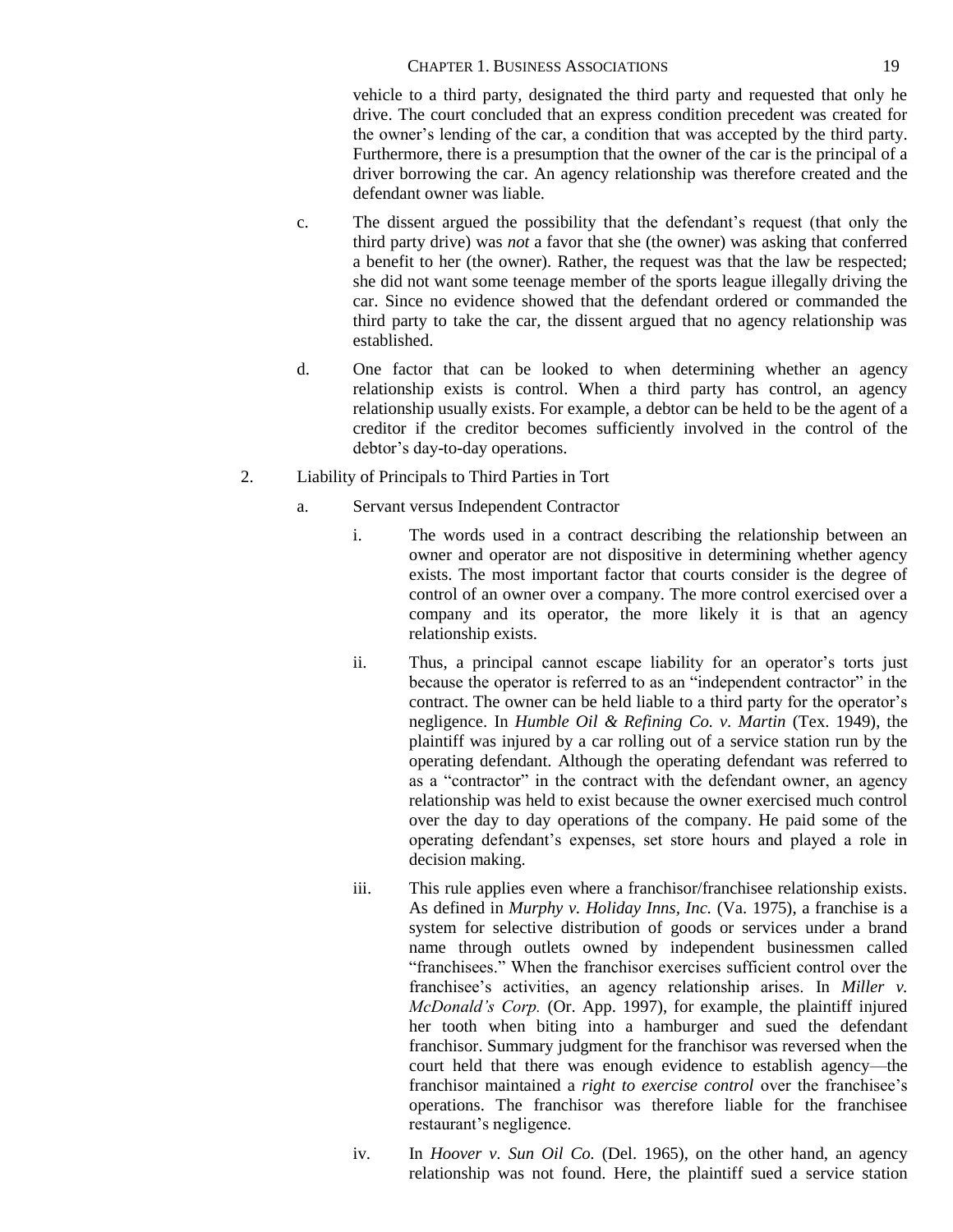vehicle to a third party, designated the third party and requested that only he drive. The court concluded that an express condition precedent was created for the owner's lending of the car, a condition that was accepted by the third party. Furthermore, there is a presumption that the owner of the car is the principal of a driver borrowing the car. An agency relationship was therefore created and the defendant owner was liable.

c. The dissent argued the possibility that the defendant's request (that only the third party drive) was *not* a favor that she (the owner) was asking that conferred a benefit to her (the owner). Rather, the request was that the law be respected; she did not want some teenage member of the sports league illegally driving the car. Since no evidence showed that the defendant ordered or commanded the third party to take the car, the dissent argued that no agency relationship was established.

d. One factor that can be looked to when determining whether an agency relationship exists is control. When a third party has control, an agency relationship usually exists. For example, a debtor can be held to be the agent of a creditor if the creditor becomes sufficiently involved in the control of the debtor's day-to-day operations.

2. Liability of Principals to Third Parties in Tort

   a. Servant versus Independent Contractor

      i. The words used in a contract describing the relationship between an owner and operator are not dispositive in determining whether agency exists. The most important factor that courts consider is the degree of control of an owner over a company. The more control exercised over a company and its operator, the more likely it is that an agency relationship exists.

      ii. Thus, a principal cannot escape liability for an operator's torts just because the operator is referred to as an "independent contractor" in the contract. The owner can be held liable to a third party for the operator's negligence. In *Humble Oil & Refining Co. v. Martin* (Tex. 1949), the plaintiff was injured by a car rolling out of a service station run by the operating defendant. Although the operating defendant was referred to as a "contractor" in the contract with the defendant owner, an agency relationship was held to exist because the owner exercised much control over the day to day operations of the company. He paid some of the operating defendant's expenses, set store hours and played a role in decision making.

      iii. This rule applies even where a franchisor/franchisee relationship exists. As defined in *Murphy v. Holiday Inns, Inc.* (Va. 1975), a franchise is a system for selective distribution of goods or services under a brand name through outlets owned by independent businessmen called "franchisees." When the franchisor exercises sufficient control over the franchisee's activities, an agency relationship arises. In *Miller v. McDonald's Corp.* (Or. App. 1997), for example, the plaintiff injured her tooth when biting into a hamburger and sued the defendant franchisor. Summary judgment for the franchisor was reversed when the court held that there was enough evidence to establish agency—the franchisor maintained a *right to exercise control* over the franchisee's operations. The franchisor was therefore liable for the franchisee restaurant's negligence.

      iv. In *Hoover v. Sun Oil Co.* (Del. 1965), on the other hand, an agency relationship was not found. Here, the plaintiff sued a service station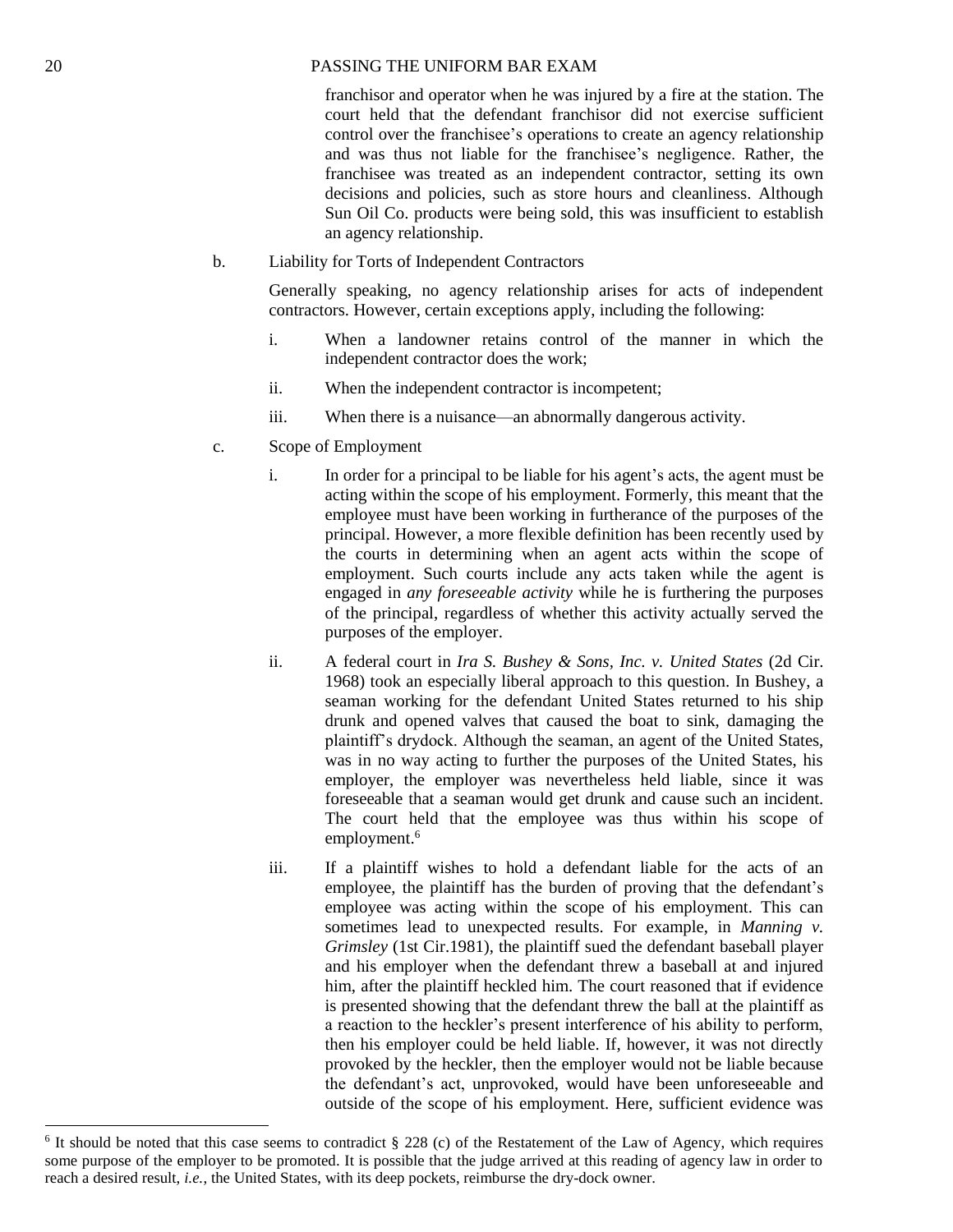franchisor and operator when he was injured by a fire at the station. The court held that the defendant franchisor did not exercise sufficient control over the franchisee's operations to create an agency relationship and was thus not liable for the franchisee's negligence. Rather, the franchisee was treated as an independent contractor, setting its own decisions and policies, such as store hours and cleanliness. Although Sun Oil Co. products were being sold, this was insufficient to establish an agency relationship.

b. Liability for Torts of Independent Contractors

Generally speaking, no agency relationship arises for acts of independent contractors. However, certain exceptions apply, including the following:

i. When a landowner retains control of the manner in which the independent contractor does the work;

ii. When the independent contractor is incompetent;

iii. When there is a nuisance—an abnormally dangerous activity.

c. Scope of Employment

i. In order for a principal to be liable for his agent's acts, the agent must be acting within the scope of his employment. Formerly, this meant that the employee must have been working in furtherance of the purposes of the principal. However, a more flexible definition has been recently used by the courts in determining when an agent acts within the scope of employment. Such courts include any acts taken while the agent is engaged in *any foreseeable activity* while he is furthering the purposes of the principal, regardless of whether this activity actually served the purposes of the employer.

ii. A federal court in *Ira S. Bushey & Sons, Inc. v. United States* (2d Cir. 1968) took an especially liberal approach to this question. In Bushey, a seaman working for the defendant United States returned to his ship drunk and opened valves that caused the boat to sink, damaging the plaintiff's drydock. Although the seaman, an agent of the United States, was in no way acting to further the purposes of the United States, his employer, the employer was nevertheless held liable, since it was foreseeable that a seaman would get drunk and cause such an incident. The court held that the employee was thus within his scope of employment.[6]

iii. If a plaintiff wishes to hold a defendant liable for the acts of an employee, the plaintiff has the burden of proving that the defendant's employee was acting within the scope of his employment. This can sometimes lead to unexpected results. For example, in *Manning v. Grimsley* (1st Cir.1981), the plaintiff sued the defendant baseball player and his employer when the defendant threw a baseball at and injured him, after the plaintiff heckled him. The court reasoned that if evidence is presented showing that the defendant threw the ball at the plaintiff as a reaction to the heckler's present interference of his ability to perform, then his employer could be held liable. If, however, it was not directly provoked by the heckler, then the employer would not be liable because the defendant's act, unprovoked, would have been unforeseeable and outside of the scope of his employment. Here, sufficient evidence was

[6] It should be noted that this case seems to contradict § 228 (c) of the Restatement of the Law of Agency, which requires some purpose of the employer to be promoted. It is possible that the judge arrived at this reading of agency law in order to reach a desired result, *i.e.*, the United States, with its deep pockets, reimburse the dry-dock owner.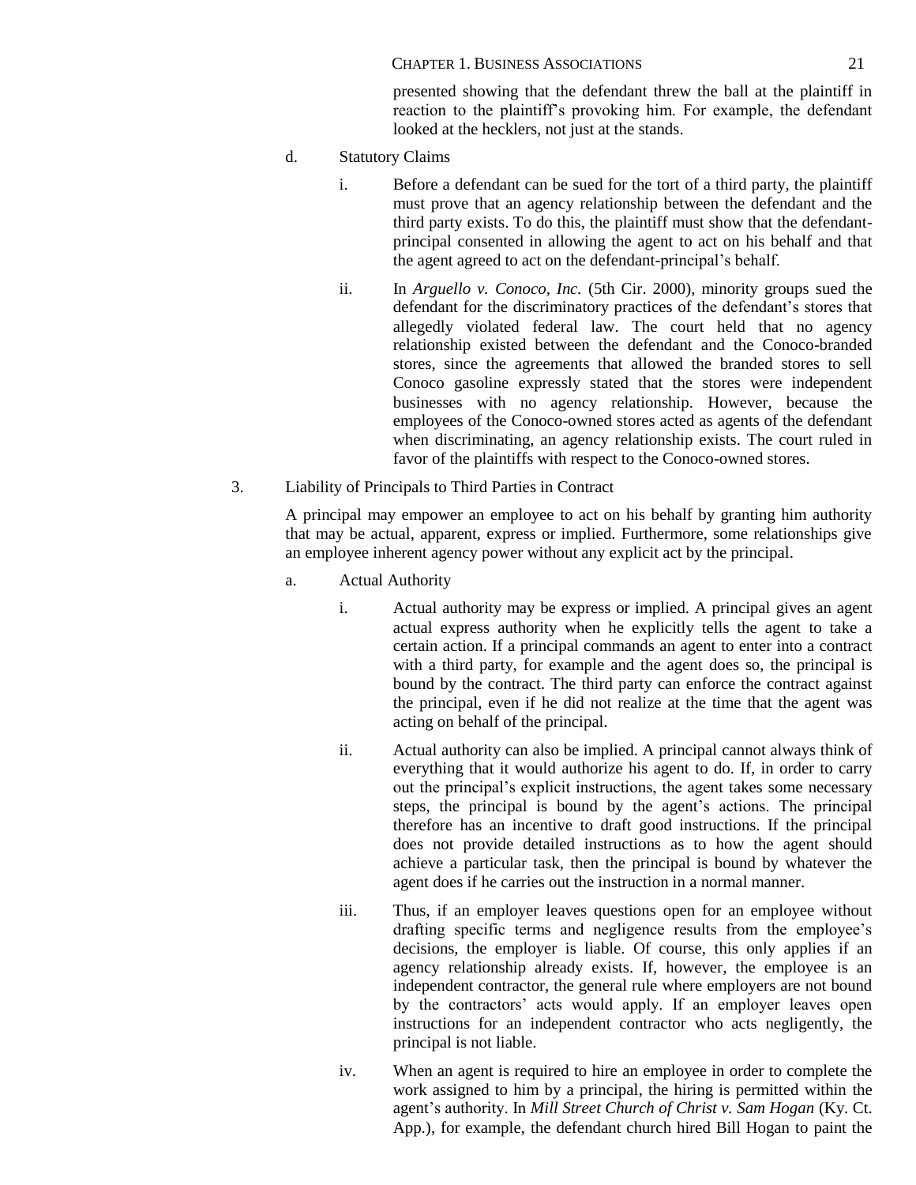presented showing that the defendant threw the ball at the plaintiff in reaction to the plaintiff's provoking him. For example, the defendant looked at the hecklers, not just at the stands.

d. Statutory Claims

i. Before a defendant can be sued for the tort of a third party, the plaintiff must prove that an agency relationship between the defendant and the third party exists. To do this, the plaintiff must show that the defendant-principal consented in allowing the agent to act on his behalf and that the agent agreed to act on the defendant-principal's behalf.

ii. In *Arguello v. Conoco, Inc.* (5th Cir. 2000), minority groups sued the defendant for the discriminatory practices of the defendant's stores that allegedly violated federal law. The court held that no agency relationship existed between the defendant and the Conoco-branded stores, since the agreements that allowed the branded stores to sell Conoco gasoline expressly stated that the stores were independent businesses with no agency relationship. However, because the employees of the Conoco-owned stores acted as agents of the defendant when discriminating, an agency relationship exists. The court ruled in favor of the plaintiffs with respect to the Conoco-owned stores.

3. Liability of Principals to Third Parties in Contract

A principal may empower an employee to act on his behalf by granting him authority that may be actual, apparent, express or implied. Furthermore, some relationships give an employee inherent agency power without any explicit act by the principal.

a. Actual Authority

i. Actual authority may be express or implied. A principal gives an agent actual express authority when he explicitly tells the agent to take a certain action. If a principal commands an agent to enter into a contract with a third party, for example and the agent does so, the principal is bound by the contract. The third party can enforce the contract against the principal, even if he did not realize at the time that the agent was acting on behalf of the principal.

ii. Actual authority can also be implied. A principal cannot always think of everything that it would authorize his agent to do. If, in order to carry out the principal's explicit instructions, the agent takes some necessary steps, the principal is bound by the agent's actions. The principal therefore has an incentive to draft good instructions. If the principal does not provide detailed instructions as to how the agent should achieve a particular task, then the principal is bound by whatever the agent does if he carries out the instruction in a normal manner.

iii. Thus, if an employer leaves questions open for an employee without drafting specific terms and negligence results from the employee's decisions, the employer is liable. Of course, this only applies if an agency relationship already exists. If, however, the employee is an independent contractor, the general rule where employers are not bound by the contractors' acts would apply. If an employer leaves open instructions for an independent contractor who acts negligently, the principal is not liable.

iv. When an agent is required to hire an employee in order to complete the work assigned to him by a principal, the hiring is permitted within the agent's authority. In *Mill Street Church of Christ v. Sam Hogan* (Ky. Ct. App.), for example, the defendant church hired Bill Hogan to paint the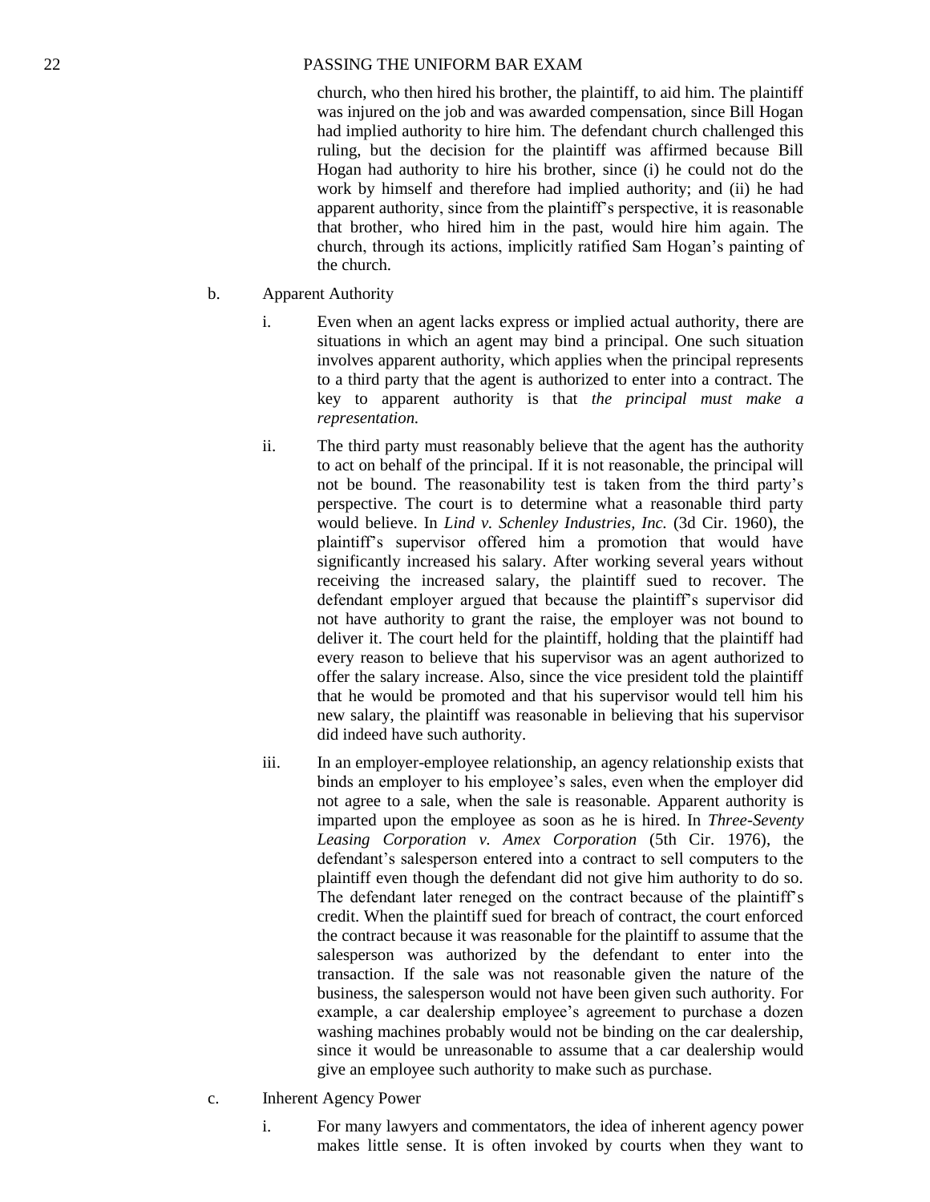church, who then hired his brother, the plaintiff, to aid him. The plaintiff was injured on the job and was awarded compensation, since Bill Hogan had implied authority to hire him. The defendant church challenged this ruling, but the decision for the plaintiff was affirmed because Bill Hogan had authority to hire his brother, since (i) he could not do the work by himself and therefore had implied authority; and (ii) he had apparent authority, since from the plaintiff's perspective, it is reasonable that brother, who hired him in the past, would hire him again. The church, through its actions, implicitly ratified Sam Hogan's painting of the church.

b. Apparent Authority

i. Even when an agent lacks express or implied actual authority, there are situations in which an agent may bind a principal. One such situation involves apparent authority, which applies when the principal represents to a third party that the agent is authorized to enter into a contract. The key to apparent authority is that *the principal must make a representation.*

ii. The third party must reasonably believe that the agent has the authority to act on behalf of the principal. If it is not reasonable, the principal will not be bound. The reasonability test is taken from the third party's perspective. The court is to determine what a reasonable third party would believe. In *Lind v. Schenley Industries, Inc.* (3d Cir. 1960), the plaintiff's supervisor offered him a promotion that would have significantly increased his salary. After working several years without receiving the increased salary, the plaintiff sued to recover. The defendant employer argued that because the plaintiff's supervisor did not have authority to grant the raise, the employer was not bound to deliver it. The court held for the plaintiff, holding that the plaintiff had every reason to believe that his supervisor was an agent authorized to offer the salary increase. Also, since the vice president told the plaintiff that he would be promoted and that his supervisor would tell him his new salary, the plaintiff was reasonable in believing that his supervisor did indeed have such authority.

iii. In an employer-employee relationship, an agency relationship exists that binds an employer to his employee's sales, even when the employer did not agree to a sale, when the sale is reasonable. Apparent authority is imparted upon the employee as soon as he is hired. In *Three-Seventy Leasing Corporation v. Amex Corporation* (5th Cir. 1976), the defendant's salesperson entered into a contract to sell computers to the plaintiff even though the defendant did not give him authority to do so. The defendant later reneged on the contract because of the plaintiff's credit. When the plaintiff sued for breach of contract, the court enforced the contract because it was reasonable for the plaintiff to assume that the salesperson was authorized by the defendant to enter into the transaction. If the sale was not reasonable given the nature of the business, the salesperson would not have been given such authority. For example, a car dealership employee's agreement to purchase a dozen washing machines probably would not be binding on the car dealership, since it would be unreasonable to assume that a car dealership would give an employee such authority to make such as purchase.

c. Inherent Agency Power

i. For many lawyers and commentators, the idea of inherent agency power makes little sense. It is often invoked by courts when they want to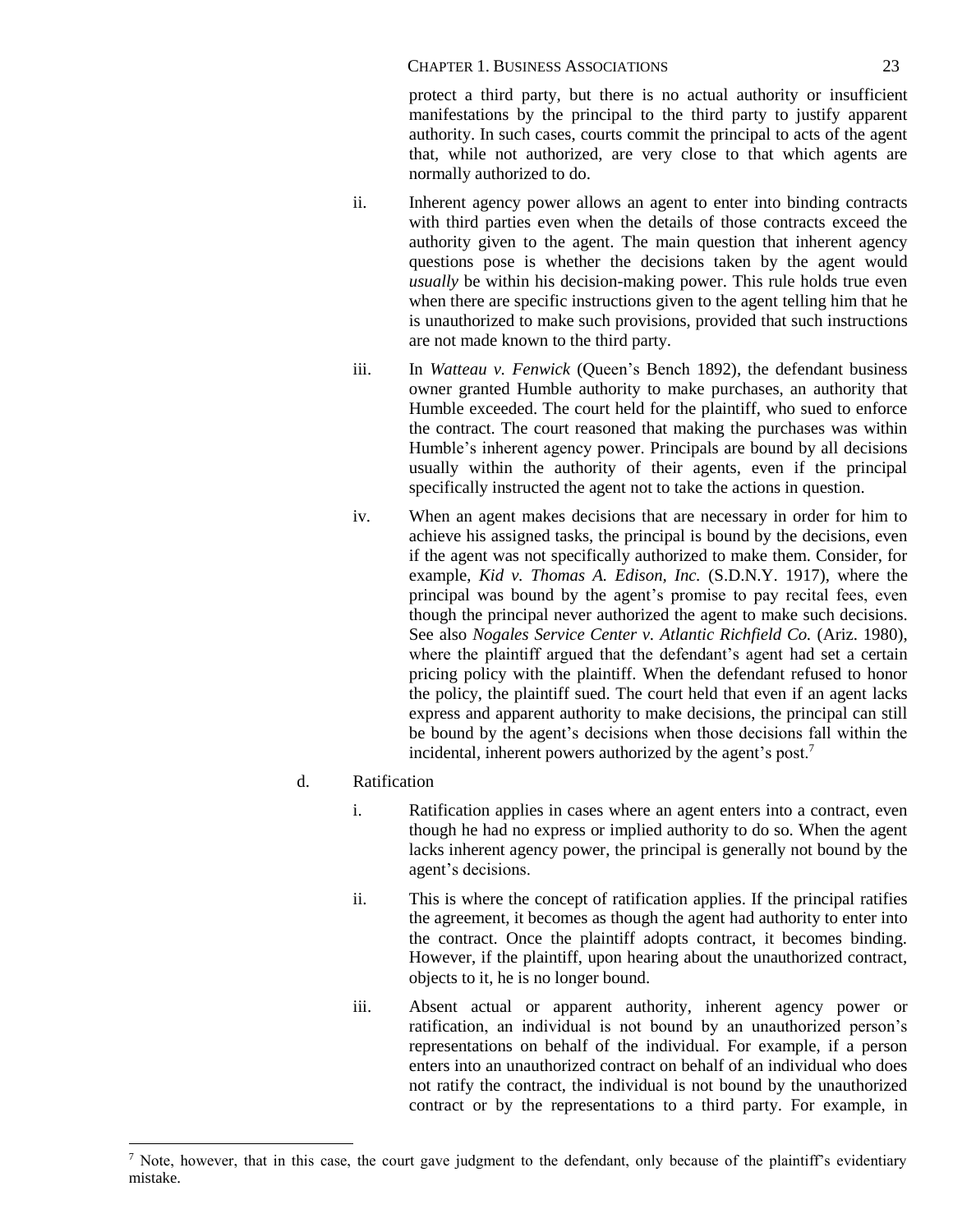protect a third party, but there is no actual authority or insufficient manifestations by the principal to the third party to justify apparent authority. In such cases, courts commit the principal to acts of the agent that, while not authorized, are very close to that which agents are normally authorized to do.

ii. Inherent agency power allows an agent to enter into binding contracts with third parties even when the details of those contracts exceed the authority given to the agent. The main question that inherent agency questions pose is whether the decisions taken by the agent would *usually* be within his decision-making power. This rule holds true even when there are specific instructions given to the agent telling him that he is unauthorized to make such provisions, provided that such instructions are not made known to the third party.

iii. In *Watteau v. Fenwick* (Queen's Bench 1892), the defendant business owner granted Humble authority to make purchases, an authority that Humble exceeded. The court held for the plaintiff, who sued to enforce the contract. The court reasoned that making the purchases was within Humble's inherent agency power. Principals are bound by all decisions usually within the authority of their agents, even if the principal specifically instructed the agent not to take the actions in question.

iv. When an agent makes decisions that are necessary in order for him to achieve his assigned tasks, the principal is bound by the decisions, even if the agent was not specifically authorized to make them. Consider, for example, *Kid v. Thomas A. Edison, Inc.* (S.D.N.Y. 1917), where the principal was bound by the agent's promise to pay recital fees, even though the principal never authorized the agent to make such decisions. See also *Nogales Service Center v. Atlantic Richfield Co.* (Ariz. 1980), where the plaintiff argued that the defendant's agent had set a certain pricing policy with the plaintiff. When the defendant refused to honor the policy, the plaintiff sued. The court held that even if an agent lacks express and apparent authority to make decisions, the principal can still be bound by the agent's decisions when those decisions fall within the incidental, inherent powers authorized by the agent's post.[7]

d. Ratification

i. Ratification applies in cases where an agent enters into a contract, even though he had no express or implied authority to do so. When the agent lacks inherent agency power, the principal is generally not bound by the agent's decisions.

ii. This is where the concept of ratification applies. If the principal ratifies the agreement, it becomes as though the agent had authority to enter into the contract. Once the plaintiff adopts contract, it becomes binding. However, if the plaintiff, upon hearing about the unauthorized contract, objects to it, he is no longer bound.

iii. Absent actual or apparent authority, inherent agency power or ratification, an individual is not bound by an unauthorized person's representations on behalf of the individual. For example, if a person enters into an unauthorized contract on behalf of an individual who does not ratify the contract, the individual is not bound by the unauthorized contract or by the representations to a third party. For example, in

---

[7] Note, however, that in this case, the court gave judgment to the defendant, only because of the plaintiff's evidentiary mistake.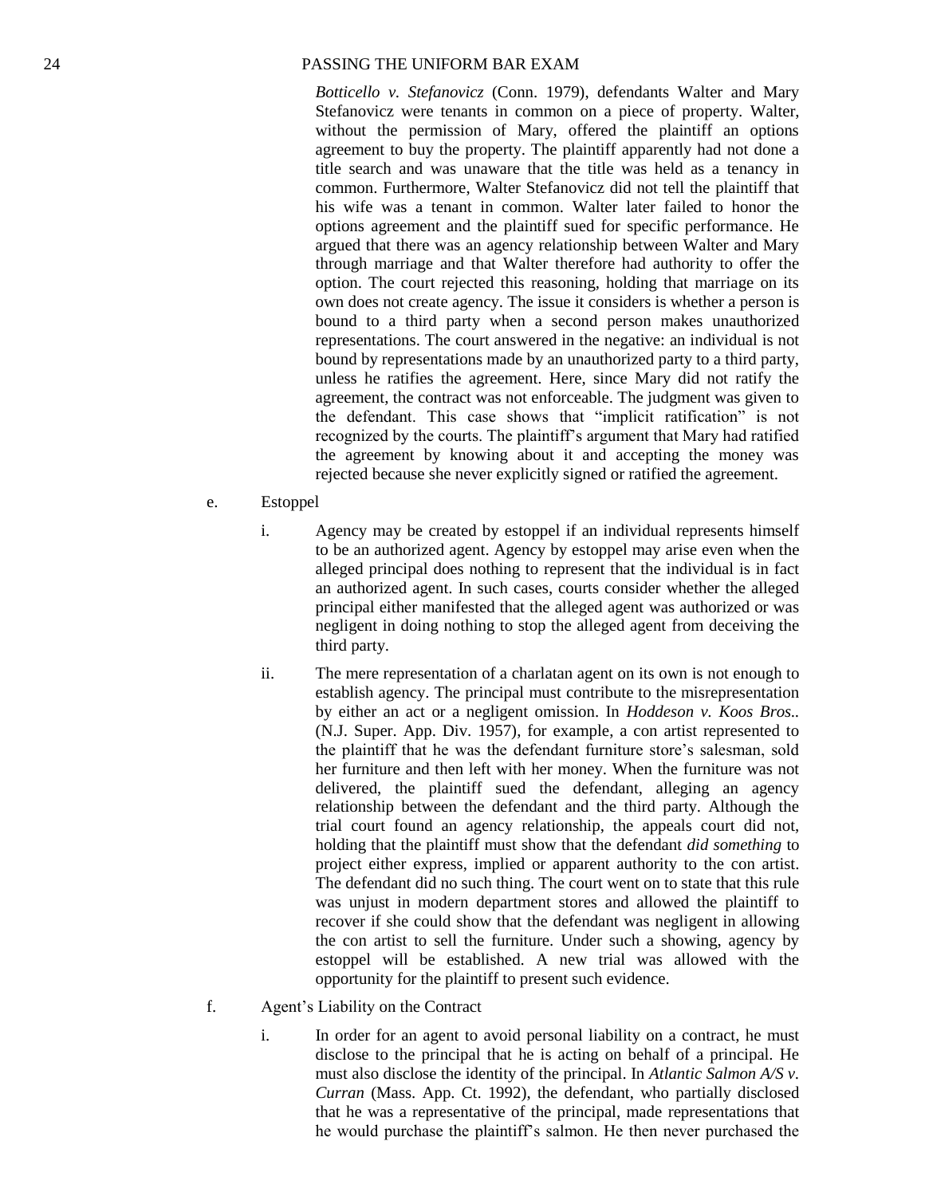*Botticello v. Stefanovicz* (Conn. 1979), defendants Walter and Mary Stefanovicz were tenants in common on a piece of property. Walter, without the permission of Mary, offered the plaintiff an options agreement to buy the property. The plaintiff apparently had not done a title search and was unaware that the title was held as a tenancy in common. Furthermore, Walter Stefanovicz did not tell the plaintiff that his wife was a tenant in common. Walter later failed to honor the options agreement and the plaintiff sued for specific performance. He argued that there was an agency relationship between Walter and Mary through marriage and that Walter therefore had authority to offer the option. The court rejected this reasoning, holding that marriage on its own does not create agency. The issue it considers is whether a person is bound to a third party when a second person makes unauthorized representations. The court answered in the negative: an individual is not bound by representations made by an unauthorized party to a third party, unless he ratifies the agreement. Here, since Mary did not ratify the agreement, the contract was not enforceable. The judgment was given to the defendant. This case shows that "implicit ratification" is not recognized by the courts. The plaintiff's argument that Mary had ratified the agreement by knowing about it and accepting the money was rejected because she never explicitly signed or ratified the agreement.

e. Estoppel

   i. Agency may be created by estoppel if an individual represents himself to be an authorized agent. Agency by estoppel may arise even when the alleged principal does nothing to represent that the individual is in fact an authorized agent. In such cases, courts consider whether the alleged principal either manifested that the alleged agent was authorized or was negligent in doing nothing to stop the alleged agent from deceiving the third party.

   ii. The mere representation of a charlatan agent on its own is not enough to establish agency. The principal must contribute to the misrepresentation by either an act or a negligent omission. In *Hoddeson v. Koos Bros.*. (N.J. Super. App. Div. 1957), for example, a con artist represented to the plaintiff that he was the defendant furniture store's salesman, sold her furniture and then left with her money. When the furniture was not delivered, the plaintiff sued the defendant, alleging an agency relationship between the defendant and the third party. Although the trial court found an agency relationship, the appeals court did not, holding that the plaintiff must show that the defendant *did something* to project either express, implied or apparent authority to the con artist. The defendant did no such thing. The court went on to state that this rule was unjust in modern department stores and allowed the plaintiff to recover if she could show that the defendant was negligent in allowing the con artist to sell the furniture. Under such a showing, agency by estoppel will be established. A new trial was allowed with the opportunity for the plaintiff to present such evidence.

f. Agent's Liability on the Contract

   i. In order for an agent to avoid personal liability on a contract, he must disclose to the principal that he is acting on behalf of a principal. He must also disclose the identity of the principal. In *Atlantic Salmon A/S v. Curran* (Mass. App. Ct. 1992), the defendant, who partially disclosed that he was a representative of the principal, made representations that he would purchase the plaintiff's salmon. He then never purchased the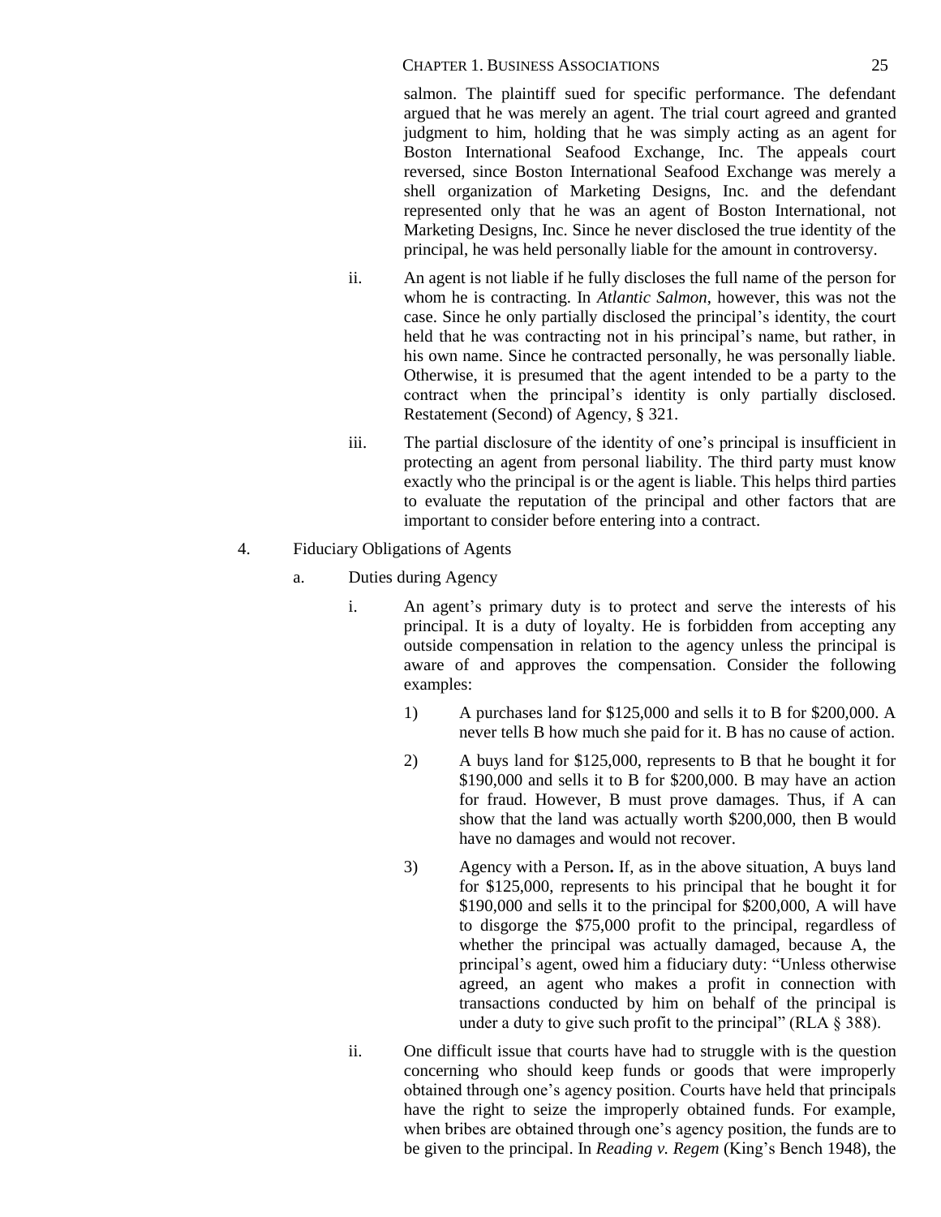salmon. The plaintiff sued for specific performance. The defendant argued that he was merely an agent. The trial court agreed and granted judgment to him, holding that he was simply acting as an agent for Boston International Seafood Exchange, Inc. The appeals court reversed, since Boston International Seafood Exchange was merely a shell organization of Marketing Designs, Inc. and the defendant represented only that he was an agent of Boston International, not Marketing Designs, Inc. Since he never disclosed the true identity of the principal, he was held personally liable for the amount in controversy.

ii. An agent is not liable if he fully discloses the full name of the person for whom he is contracting. In *Atlantic Salmon*, however, this was not the case. Since he only partially disclosed the principal's identity, the court held that he was contracting not in his principal's name, but rather, in his own name. Since he contracted personally, he was personally liable. Otherwise, it is presumed that the agent intended to be a party to the contract when the principal's identity is only partially disclosed. Restatement (Second) of Agency, § 321.

iii. The partial disclosure of the identity of one's principal is insufficient in protecting an agent from personal liability. The third party must know exactly who the principal is or the agent is liable. This helps third parties to evaluate the reputation of the principal and other factors that are important to consider before entering into a contract.

4. Fiduciary Obligations of Agents

a. Duties during Agency

i. An agent's primary duty is to protect and serve the interests of his principal. It is a duty of loyalty. He is forbidden from accepting any outside compensation in relation to the agency unless the principal is aware of and approves the compensation. Consider the following examples:

1) A purchases land for $125,000 and sells it to B for $200,000. A never tells B how much she paid for it. B has no cause of action.

2) A buys land for $125,000, represents to B that he bought it for $190,000 and sells it to B for $200,000. B may have an action for fraud. However, B must prove damages. Thus, if A can show that the land was actually worth $200,000, then B would have no damages and would not recover.

3) Agency with a Person**.** If, as in the above situation, A buys land for $125,000, represents to his principal that he bought it for $190,000 and sells it to the principal for $200,000, A will have to disgorge the $75,000 profit to the principal, regardless of whether the principal was actually damaged, because A, the principal's agent, owed him a fiduciary duty: "Unless otherwise agreed, an agent who makes a profit in connection with transactions conducted by him on behalf of the principal is under a duty to give such profit to the principal" (RLA § 388).

ii. One difficult issue that courts have had to struggle with is the question concerning who should keep funds or goods that were improperly obtained through one's agency position. Courts have held that principals have the right to seize the improperly obtained funds. For example, when bribes are obtained through one's agency position, the funds are to be given to the principal. In *Reading v. Regem* (King's Bench 1948), the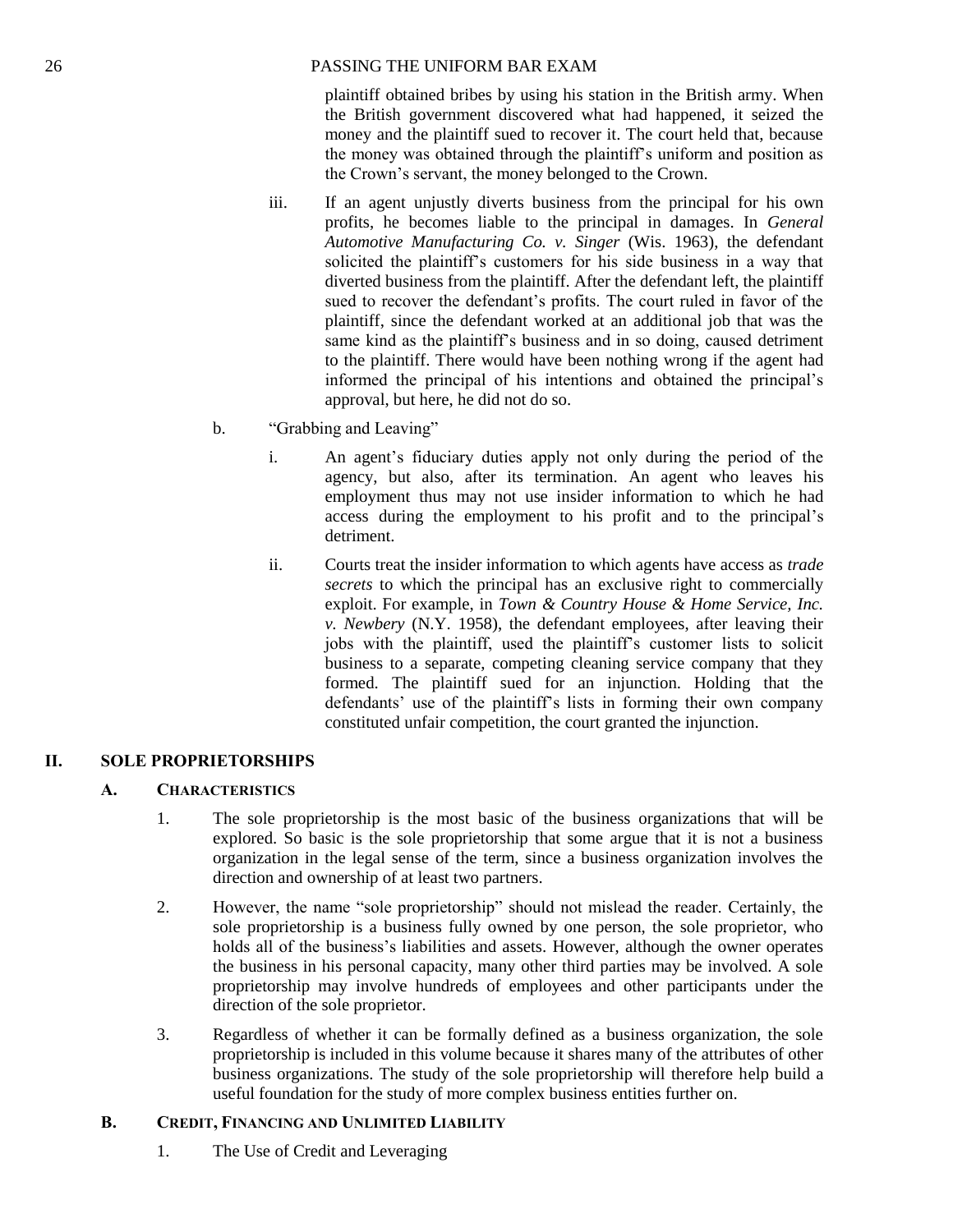plaintiff obtained bribes by using his station in the British army. When the British government discovered what had happened, it seized the money and the plaintiff sued to recover it. The court held that, because the money was obtained through the plaintiff's uniform and position as the Crown's servant, the money belonged to the Crown.

iii. If an agent unjustly diverts business from the principal for his own profits, he becomes liable to the principal in damages. In *General Automotive Manufacturing Co. v. Singer* (Wis. 1963), the defendant solicited the plaintiff's customers for his side business in a way that diverted business from the plaintiff. After the defendant left, the plaintiff sued to recover the defendant's profits. The court ruled in favor of the plaintiff, since the defendant worked at an additional job that was the same kind as the plaintiff's business and in so doing, caused detriment to the plaintiff. There would have been nothing wrong if the agent had informed the principal of his intentions and obtained the principal's approval, but here, he did not do so.

b. "Grabbing and Leaving"

i. An agent's fiduciary duties apply not only during the period of the agency, but also, after its termination. An agent who leaves his employment thus may not use insider information to which he had access during the employment to his profit and to the principal's detriment.

ii. Courts treat the insider information to which agents have access as *trade secrets* to which the principal has an exclusive right to commercially exploit. For example, in *Town & Country House & Home Service, Inc. v. Newbery* (N.Y. 1958), the defendant employees, after leaving their jobs with the plaintiff, used the plaintiff's customer lists to solicit business to a separate, competing cleaning service company that they formed. The plaintiff sued for an injunction. Holding that the defendants' use of the plaintiff's lists in forming their own company constituted unfair competition, the court granted the injunction.

## II. SOLE PROPRIETORSHIPS

### A. Characteristics

1. The sole proprietorship is the most basic of the business organizations that will be explored. So basic is the sole proprietorship that some argue that it is not a business organization in the legal sense of the term, since a business organization involves the direction and ownership of at least two partners.

2. However, the name "sole proprietorship" should not mislead the reader. Certainly, the sole proprietorship is a business fully owned by one person, the sole proprietor, who holds all of the business's liabilities and assets. However, although the owner operates the business in his personal capacity, many other third parties may be involved. A sole proprietorship may involve hundreds of employees and other participants under the direction of the sole proprietor.

3. Regardless of whether it can be formally defined as a business organization, the sole proprietorship is included in this volume because it shares many of the attributes of other business organizations. The study of the sole proprietorship will therefore help build a useful foundation for the study of more complex business entities further on.

### B. Credit, Financing and Unlimited Liability

1. The Use of Credit and Leveraging